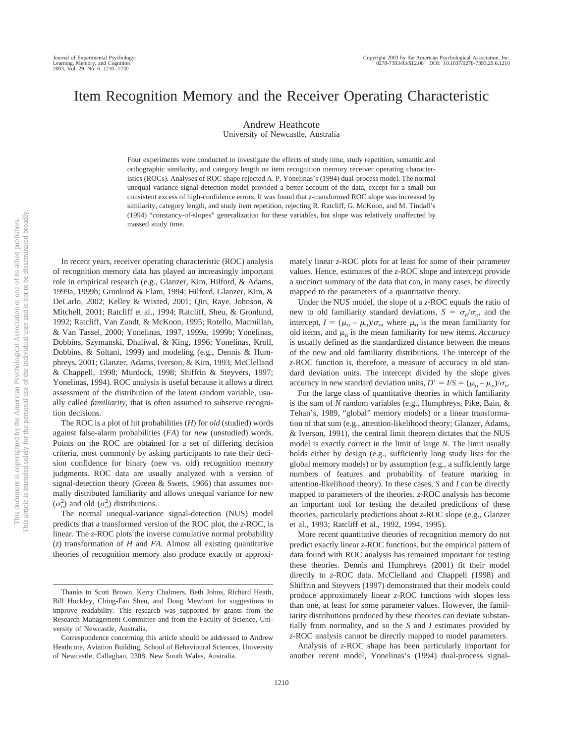# Item Recognition Memory and the Receiver Operating Characteristic

Andrew Heathcote
University of Newcastle, Australia

Four experiments were conducted to investigate the effects of study time, study repetition, semantic and orthographic similarity, and category length on item recognition memory receiver operating characteristics (ROCs). Analyses of ROC shape rejected A. P. Yonelinas's (1994) dual-process model. The normal unequal variance signal-detection model provided a better account of the data, except for a small but consistent excess of high-confidence errors. It was found that *z*-transformed ROC slope was increased by similarity, category length, and study item repetition, rejecting R. Ratcliff, G. McKoon, and M. Tindall's (1994) "constancy-of-slopes" generalization for these variables, but slope was relatively unaffected by massed study time.

In recent years, receiver operating characteristic (ROC) analysis of recognition memory data has played an increasingly important role in empirical research (e.g., Glanzer, Kim, Hilford, & Adams, 1999a, 1999b; Gronlund & Elam, 1994; Hilford, Glanzer, Kim, & DeCarlo, 2002; Kelley & Wixted, 2001; Qin, Raye, Johnson, & Mitchell, 2001; Ratcliff et al., 1994; Ratcliff, Sheu, & Gronlund, 1992; Ratcliff, Van Zandt, & McKoon, 1995; Rotello, Macmillan, & Van Tassel, 2000; Yonelinas, 1997, 1999a, 1999b; Yonelinas, Dobbins, Szymanski, Dhaliwal, & King, 1996; Yonelinas, Kroll, Dobbins, & Soltani, 1999) and modeling (e.g., Dennis & Humphreys, 2001; Glanzer, Adams, Iverson, & Kim, 1993; McClelland & Chappell, 1998; Murdock, 1998; Shiffrin & Steyvers, 1997; Yonelinas, 1994). ROC analysis is useful because it allows a direct assessment of the distribution of the latent random variable, usually called *familiarity*, that is often assumed to subserve recognition decisions.

The ROC is a plot of hit probabilities ($H$) for *old* (studied) words against false-alarm probabilities ($FA$) for *new* (unstudied) words. Points on the ROC are obtained for a set of differing decision criteria, most commonly by asking participants to rate their decision confidence for binary (new vs. old) recognition memory judgments. ROC data are usually analyzed with a version of signal-detection theory (Green & Swets, 1966) that assumes normally distributed familiarity and allows unequal variance for new ($\sigma_n^2$) and old ($\sigma_o^2$) distributions.

The normal unequal-variance signal-detection (NUS) model predicts that a transformed version of the ROC plot, the *z*-ROC, is linear. The *z*-ROC plots the inverse cumulative normal probability ($z$) transformation of $H$ and $FA$. Almost all existing quantitative theories of recognition memory also produce exactly or approximately linear *z*-ROC plots for at least for some of their parameter values. Hence, estimates of the *z*-ROC slope and intercept provide a succinct summary of the data that can, in many cases, be directly mapped to the parameters of a quantitative theory.

Under the NUS model, the slope of a *z*-ROC equals the ratio of new to old familiarity standard deviations, $S = \sigma_n/\sigma_o$, and the intercept, $I = (\mu_o - \mu_n)/\sigma_o$, where $\mu_o$ is the mean familiarity for old items, and $\mu_n$ is the mean familiarity for new items. *Accuracy* is usually defined as the standardized distance between the means of the new and old familiarity distributions. The intercept of the *z*-ROC function is, therefore, a measure of accuracy in old standard deviation units. The intercept divided by the slope gives accuracy in new standard deviation units, $D' = I/S = (\mu_o - \mu_n)/\sigma_n$.

For the large class of quantitative theories in which familiarity is the sum of $N$ random variables (e.g., Humphreys, Pike, Bain, & Tehan's, 1989, "global" memory models) or a linear transformation of that sum (e.g., attention-likelihood theory; Glanzer, Adams, & Iverson, 1991), the central limit theorem dictates that the NUS model is exactly correct in the limit of large $N$. The limit usually holds either by design (e.g., sufficiently long study lists for the global memory models) or by assumption (e.g., a sufficiently large numbers of features and probability of feature marking in attention-likelihood theory). In these cases, $S$ and $I$ can be directly mapped to parameters of the theories. *z*-ROC analysis has become an important tool for testing the detailed predictions of these theories, particularly predictions about *z*-ROC slope (e.g., Glanzer et al., 1993; Ratcliff et al., 1992, 1994, 1995).

More recent quantitative theories of recognition memory do not predict exactly linear *z*-ROC functions, but the empirical pattern of data found with ROC analysis has remained important for testing these theories. Dennis and Humphreys (2001) fit their model directly to *z*-ROC data. McClelland and Chappell (1998) and Shiffrin and Steyvers (1997) demonstrated that their models could produce approximately linear *z*-ROC functions with slopes less than one, at least for some parameter values. However, the familiarity distributions produced by these theories can deviate substantially from normality, and so the $S$ and $I$ estimates provided by *z*-ROC analysis cannot be directly mapped to model parameters.

Analysis of *z*-ROC shape has been particularly important for another recent model, Yonelinas's (1994) dual-process signal-

Thanks to Scott Brown, Kerry Chalmers, Beth Johns, Richard Heath, Bill Hockley, Ching-Fan Sheu, and Doug Mewhort for suggestions to improve readability. This research was supported by grants from the Research Management Committee and from the Faculty of Science, University of Newcastle, Australia.

Correspondence concerning this article should be addressed to Andrew Heathcote, Aviation Building, School of Behavioural Sciences, University of Newcastle, Callaghan, 2308, New South Wales, Australia.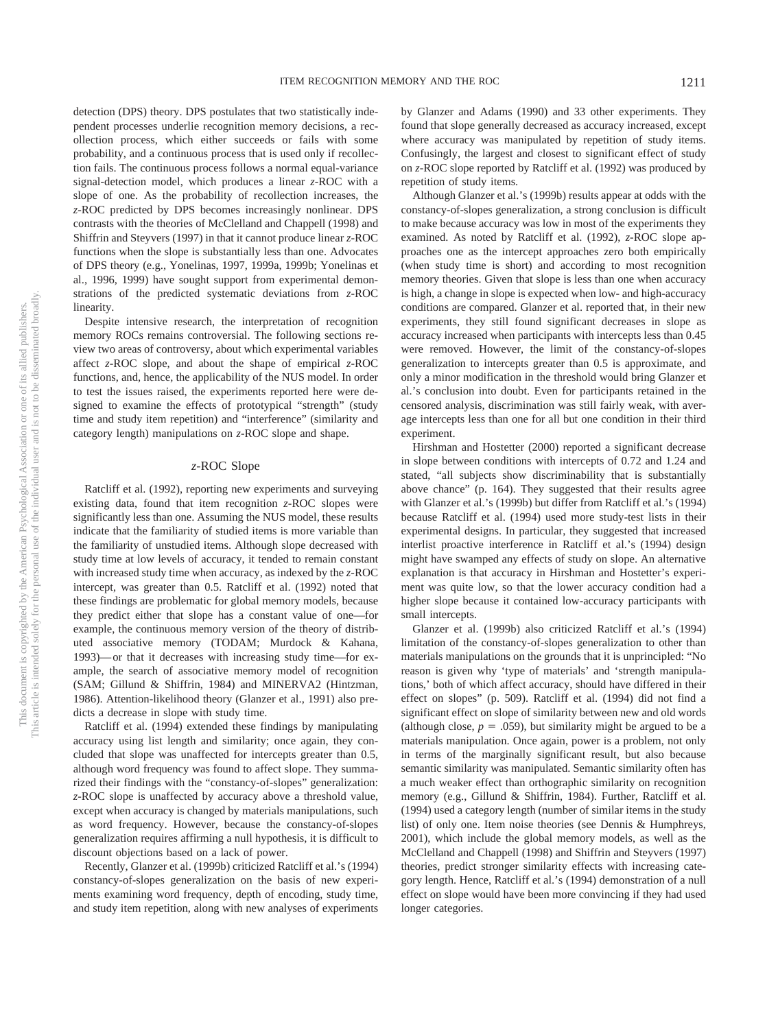detection (DPS) theory. DPS postulates that two statistically independent processes underlie recognition memory decisions, a recollection process, which either succeeds or fails with some probability, and a continuous process that is used only if recollection fails. The continuous process follows a normal equal-variance signal-detection model, which produces a linear *z*-ROC with a slope of one. As the probability of recollection increases, the *z*-ROC predicted by DPS becomes increasingly nonlinear. DPS contrasts with the theories of McClelland and Chappell (1998) and Shiffrin and Steyvers (1997) in that it cannot produce linear *z*-ROC functions when the slope is substantially less than one. Advocates of DPS theory (e.g., Yonelinas, 1997, 1999a, 1999b; Yonelinas et al., 1996, 1999) have sought support from experimental demonstrations of the predicted systematic deviations from *z*-ROC linearity.

Despite intensive research, the interpretation of recognition memory ROCs remains controversial. The following sections review two areas of controversy, about which experimental variables affect *z*-ROC slope, and about the shape of empirical *z*-ROC functions, and, hence, the applicability of the NUS model. In order to test the issues raised, the experiments reported here were designed to examine the effects of prototypical "strength" (study time and study item repetition) and "interference" (similarity and category length) manipulations on *z*-ROC slope and shape.

## *z*-ROC Slope

Ratcliff et al. (1992), reporting new experiments and surveying existing data, found that item recognition *z*-ROC slopes were significantly less than one. Assuming the NUS model, these results indicate that the familiarity of studied items is more variable than the familiarity of unstudied items. Although slope decreased with study time at low levels of accuracy, it tended to remain constant with increased study time when accuracy, as indexed by the *z*-ROC intercept, was greater than 0.5. Ratcliff et al. (1992) noted that these findings are problematic for global memory models, because they predict either that slope has a constant value of one—for example, the continuous memory version of the theory of distributed associative memory (TODAM; Murdock & Kahana, 1993)—or that it decreases with increasing study time—for example, the search of associative memory model of recognition (SAM; Gillund & Shiffrin, 1984) and MINERVA2 (Hintzman, 1986). Attention-likelihood theory (Glanzer et al., 1991) also predicts a decrease in slope with study time.

Ratcliff et al. (1994) extended these findings by manipulating accuracy using list length and similarity; once again, they concluded that slope was unaffected for intercepts greater than 0.5, although word frequency was found to affect slope. They summarized their findings with the "constancy-of-slopes" generalization: *z*-ROC slope is unaffected by accuracy above a threshold value, except when accuracy is changed by materials manipulations, such as word frequency. However, because the constancy-of-slopes generalization requires affirming a null hypothesis, it is difficult to discount objections based on a lack of power.

Recently, Glanzer et al. (1999b) criticized Ratcliff et al.'s (1994) constancy-of-slopes generalization on the basis of new experiments examining word frequency, depth of encoding, study time, and study item repetition, along with new analyses of experiments by Glanzer and Adams (1990) and 33 other experiments. They found that slope generally decreased as accuracy increased, except where accuracy was manipulated by repetition of study items. Confusingly, the largest and closest to significant effect of study on *z*-ROC slope reported by Ratcliff et al. (1992) was produced by repetition of study items.

Although Glanzer et al.'s (1999b) results appear at odds with the constancy-of-slopes generalization, a strong conclusion is difficult to make because accuracy was low in most of the experiments they examined. As noted by Ratcliff et al. (1992), *z*-ROC slope approaches one as the intercept approaches zero both empirically (when study time is short) and according to most recognition memory theories. Given that slope is less than one when accuracy is high, a change in slope is expected when low- and high-accuracy conditions are compared. Glanzer et al. reported that, in their new experiments, they still found significant decreases in slope as accuracy increased when participants with intercepts less than 0.45 were removed. However, the limit of the constancy-of-slopes generalization to intercepts greater than 0.5 is approximate, and only a minor modification in the threshold would bring Glanzer et al.'s conclusion into doubt. Even for participants retained in the censored analysis, discrimination was still fairly weak, with average intercepts less than one for all but one condition in their third experiment.

Hirshman and Hostetter (2000) reported a significant decrease in slope between conditions with intercepts of 0.72 and 1.24 and stated, "all subjects show discriminability that is substantially above chance" (p. 164). They suggested that their results agree with Glanzer et al.'s (1999b) but differ from Ratcliff et al.'s (1994) because Ratcliff et al. (1994) used more study-test lists in their experimental designs. In particular, they suggested that increased interlist proactive interference in Ratcliff et al.'s (1994) design might have swamped any effects of study on slope. An alternative explanation is that accuracy in Hirshman and Hostetter's experiment was quite low, so that the lower accuracy condition had a higher slope because it contained low-accuracy participants with small intercepts.

Glanzer et al. (1999b) also criticized Ratcliff et al.'s (1994) limitation of the constancy-of-slopes generalization to other than materials manipulations on the grounds that it is unprincipled: "No reason is given why 'type of materials' and 'strength manipulations,' both of which affect accuracy, should have differed in their effect on slopes" (p. 509). Ratcliff et al. (1994) did not find a significant effect on slope of similarity between new and old words (although close, $p = .059$), but similarity might be argued to be a materials manipulation. Once again, power is a problem, not only in terms of the marginally significant result, but also because semantic similarity was manipulated. Semantic similarity often has a much weaker effect than orthographic similarity on recognition memory (e.g., Gillund & Shiffrin, 1984). Further, Ratcliff et al. (1994) used a category length (number of similar items in the study list) of only one. Item noise theories (see Dennis & Humphreys, 2001), which include the global memory models, as well as the McClelland and Chappell (1998) and Shiffrin and Steyvers (1997) theories, predict stronger similarity effects with increasing category length. Hence, Ratcliff et al.'s (1994) demonstration of a null effect on slope would have been more convincing if they had used longer categories.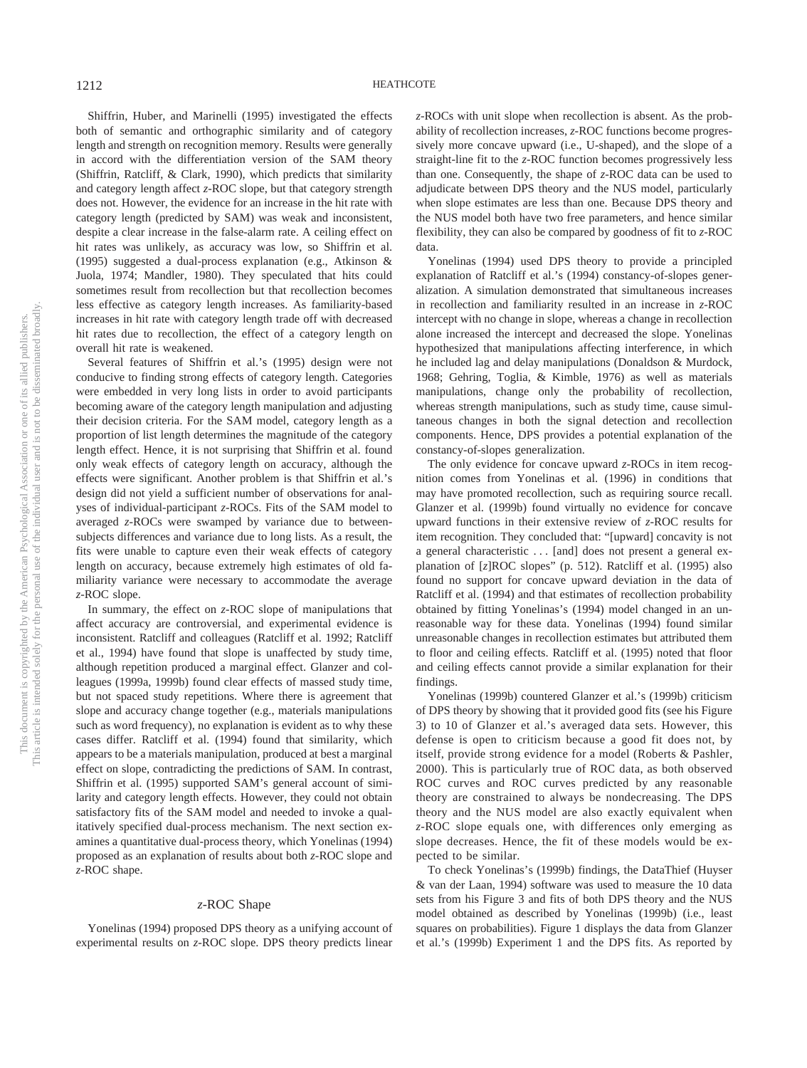Shiffrin, Huber, and Marinelli (1995) investigated the effects both of semantic and orthographic similarity and of category length and strength on recognition memory. Results were generally in accord with the differentiation version of the SAM theory (Shiffrin, Ratcliff, & Clark, 1990), which predicts that similarity and category length affect *z*-ROC slope, but that category strength does not. However, the evidence for an increase in the hit rate with category length (predicted by SAM) was weak and inconsistent, despite a clear increase in the false-alarm rate. A ceiling effect on hit rates was unlikely, as accuracy was low, so Shiffrin et al. (1995) suggested a dual-process explanation (e.g., Atkinson & Juola, 1974; Mandler, 1980). They speculated that hits could sometimes result from recollection but that recollection becomes less effective as category length increases. As familiarity-based increases in hit rate with category length trade off with decreased hit rates due to recollection, the effect of a category length on overall hit rate is weakened.

Several features of Shiffrin et al.'s (1995) design were not conducive to finding strong effects of category length. Categories were embedded in very long lists in order to avoid participants becoming aware of the category length manipulation and adjusting their decision criteria. For the SAM model, category length as a proportion of list length determines the magnitude of the category length effect. Hence, it is not surprising that Shiffrin et al. found only weak effects of category length on accuracy, although the effects were significant. Another problem is that Shiffrin et al.'s design did not yield a sufficient number of observations for analyses of individual-participant *z*-ROCs. Fits of the SAM model to averaged *z*-ROCs were swamped by variance due to between-subjects differences and variance due to long lists. As a result, the fits were unable to capture even their weak effects of category length on accuracy, because extremely high estimates of old familiarity variance were necessary to accommodate the average *z*-ROC slope.

In summary, the effect on *z*-ROC slope of manipulations that affect accuracy are controversial, and experimental evidence is inconsistent. Ratcliff and colleagues (Ratcliff et al. 1992; Ratcliff et al., 1994) have found that slope is unaffected by study time, although repetition produced a marginal effect. Glanzer and colleagues (1999a, 1999b) found clear effects of massed study time, but not spaced study repetitions. Where there is agreement that slope and accuracy change together (e.g., materials manipulations such as word frequency), no explanation is evident as to why these cases differ. Ratcliff et al. (1994) found that similarity, which appears to be a materials manipulation, produced at best a marginal effect on slope, contradicting the predictions of SAM. In contrast, Shiffrin et al. (1995) supported SAM's general account of similarity and category length effects. However, they could not obtain satisfactory fits of the SAM model and needed to invoke a qualitatively specified dual-process mechanism. The next section examines a quantitative dual-process theory, which Yonelinas (1994) proposed as an explanation of results about both *z*-ROC slope and *z*-ROC shape.

## *z*-ROC Shape

Yonelinas (1994) proposed DPS theory as a unifying account of experimental results on *z*-ROC slope. DPS theory predicts linear *z*-ROCs with unit slope when recollection is absent. As the probability of recollection increases, *z*-ROC functions become progressively more concave upward (i.e., U-shaped), and the slope of a straight-line fit to the *z*-ROC function becomes progressively less than one. Consequently, the shape of *z*-ROC data can be used to adjudicate between DPS theory and the NUS model, particularly when slope estimates are less than one. Because DPS theory and the NUS model both have two free parameters, and hence similar flexibility, they can also be compared by goodness of fit to *z*-ROC data.

Yonelinas (1994) used DPS theory to provide a principled explanation of Ratcliff et al.'s (1994) constancy-of-slopes generalization. A simulation demonstrated that simultaneous increases in recollection and familiarity resulted in an increase in *z*-ROC intercept with no change in slope, whereas a change in recollection alone increased the intercept and decreased the slope. Yonelinas hypothesized that manipulations affecting interference, in which he included lag and delay manipulations (Donaldson & Murdock, 1968; Gehring, Toglia, & Kimble, 1976) as well as materials manipulations, change only the probability of recollection, whereas strength manipulations, such as study time, cause simultaneous changes in both the signal detection and recollection components. Hence, DPS provides a potential explanation of the constancy-of-slopes generalization.

The only evidence for concave upward *z*-ROCs in item recognition comes from Yonelinas et al. (1996) in conditions that may have promoted recollection, such as requiring source recall. Glanzer et al. (1999b) found virtually no evidence for concave upward functions in their extensive review of *z*-ROC results for item recognition. They concluded that: "[upward] concavity is not a general characteristic . . . [and] does not present a general explanation of [*z*]ROC slopes" (p. 512). Ratcliff et al. (1995) also found no support for concave upward deviation in the data of Ratcliff et al. (1994) and that estimates of recollection probability obtained by fitting Yonelinas's (1994) model changed in an unreasonable way for these data. Yonelinas (1994) found similar unreasonable changes in recollection estimates but attributed them to floor and ceiling effects. Ratcliff et al. (1995) noted that floor and ceiling effects cannot provide a similar explanation for their findings.

Yonelinas (1999b) countered Glanzer et al.'s (1999b) criticism of DPS theory by showing that it provided good fits (see his Figure 3) to 10 of Glanzer et al.'s averaged data sets. However, this defense is open to criticism because a good fit does not, by itself, provide strong evidence for a model (Roberts & Pashler, 2000). This is particularly true of ROC data, as both observed ROC curves and ROC curves predicted by any reasonable theory are constrained to always be nondecreasing. The DPS theory and the NUS model are also exactly equivalent when *z*-ROC slope equals one, with differences only emerging as slope decreases. Hence, the fit of these models would be expected to be similar.

To check Yonelinas's (1999b) findings, the DataThief (Huyser & van der Laan, 1994) software was used to measure the 10 data sets from his Figure 3 and fits of both DPS theory and the NUS model obtained as described by Yonelinas (1999b) (i.e., least squares on probabilities). Figure 1 displays the data from Glanzer et al.'s (1999b) Experiment 1 and the DPS fits. As reported by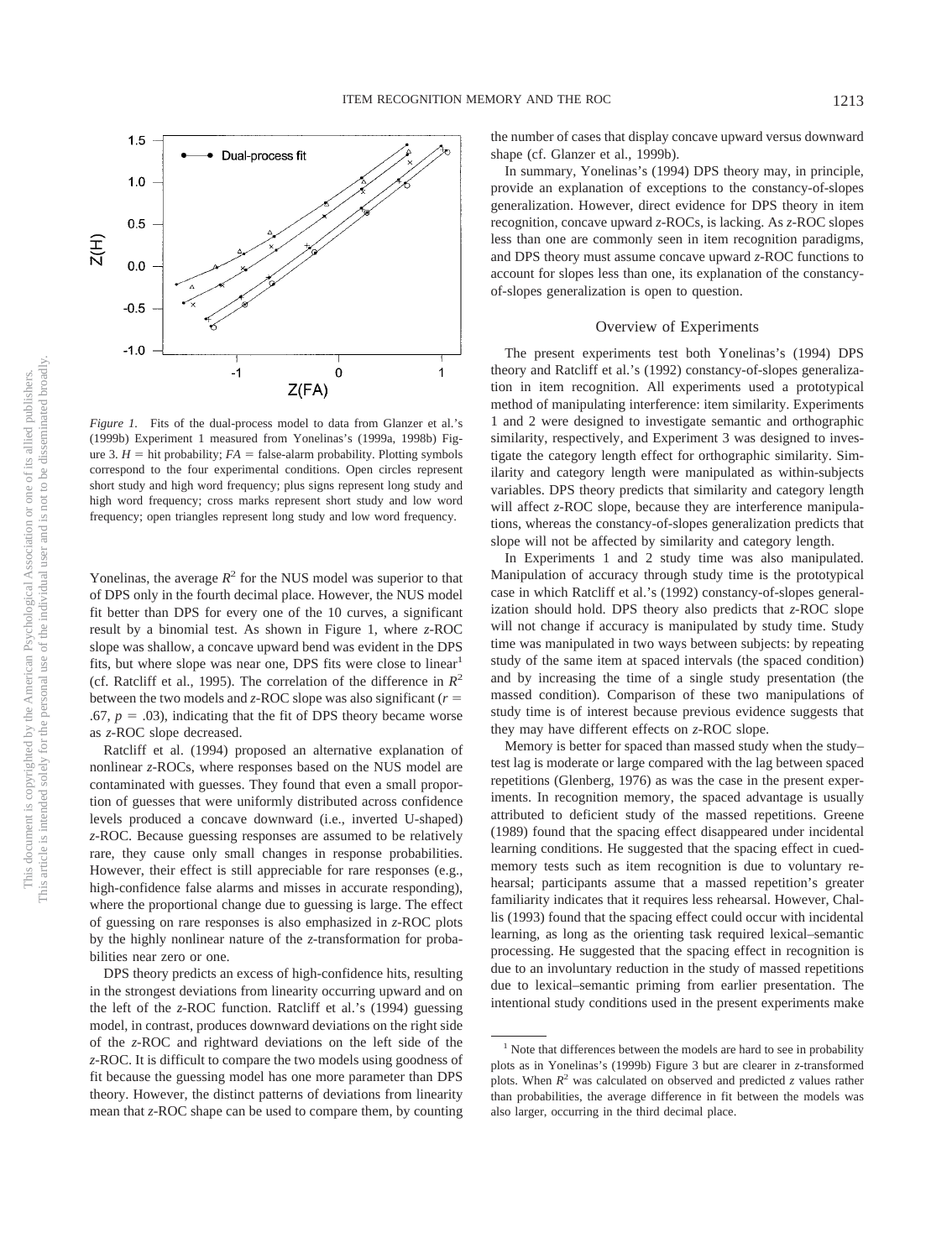*Figure 1.* Fits of the dual-process model to data from Glanzer et al.'s (1999b) Experiment 1 measured from Yonelinas's (1999a, 1998b) Figure 3. $H$ = hit probability; $FA$ = false-alarm probability. Plotting symbols correspond to the four experimental conditions. Open circles represent short study and high word frequency; plus signs represent long study and high word frequency; cross marks represent short study and low word frequency; open triangles represent long study and low word frequency.

Yonelinas, the average $R^2$ for the NUS model was superior to that of DPS only in the fourth decimal place. However, the NUS model fit better than DPS for every one of the 10 curves, a significant result by a binomial test. As shown in Figure 1, where *z*-ROC slope was shallow, a concave upward bend was evident in the DPS fits, but where slope was near one, DPS fits were close to linear[1] (cf. Ratcliff et al., 1995). The correlation of the difference in $R^2$ between the two models and *z*-ROC slope was also significant ($r$ = .67, $p$ = .03), indicating that the fit of DPS theory became worse as *z*-ROC slope decreased.

Ratcliff et al. (1994) proposed an alternative explanation of nonlinear *z*-ROCs, where responses based on the NUS model are contaminated with guesses. They found that even a small proportion of guesses that were uniformly distributed across confidence levels produced a concave downward (i.e., inverted U-shaped) *z*-ROC. Because guessing responses are assumed to be relatively rare, they cause only small changes in response probabilities. However, their effect is still appreciable for rare responses (e.g., high-confidence false alarms and misses in accurate responding), where the proportional change due to guessing is large. The effect of guessing on rare responses is also emphasized in *z*-ROC plots by the highly nonlinear nature of the *z*-transformation for probabilities near zero or one.

DPS theory predicts an excess of high-confidence hits, resulting in the strongest deviations from linearity occurring upward and on the left of the *z*-ROC function. Ratcliff et al.'s (1994) guessing model, in contrast, produces downward deviations on the right side of the *z*-ROC and rightward deviations on the left side of the *z*-ROC. It is difficult to compare the two models using goodness of fit because the guessing model has one more parameter than DPS theory. However, the distinct patterns of deviations from linearity mean that *z*-ROC shape can be used to compare them, by counting the number of cases that display concave upward versus downward shape (cf. Glanzer et al., 1999b).

In summary, Yonelinas's (1994) DPS theory may, in principle, provide an explanation of exceptions to the constancy-of-slopes generalization. However, direct evidence for DPS theory in item recognition, concave upward *z*-ROCs, is lacking. As *z*-ROC slopes less than one are commonly seen in item recognition paradigms, and DPS theory must assume concave upward *z*-ROC functions to account for slopes less than one, its explanation of the constancy-of-slopes generalization is open to question.

## Overview of Experiments

The present experiments test both Yonelinas's (1994) DPS theory and Ratcliff et al.'s (1992) constancy-of-slopes generalization in item recognition. All experiments used a prototypical method of manipulating interference: item similarity. Experiments 1 and 2 were designed to investigate semantic and orthographic similarity, respectively, and Experiment 3 was designed to investigate the category length effect for orthographic similarity. Similarity and category length were manipulated as within-subjects variables. DPS theory predicts that similarity and category length will affect *z*-ROC slope, because they are interference manipulations, whereas the constancy-of-slopes generalization predicts that slope will not be affected by similarity and category length.

In Experiments 1 and 2 study time was also manipulated. Manipulation of accuracy through study time is the prototypical case in which Ratcliff et al.'s (1992) constancy-of-slopes generalization should hold. DPS theory also predicts that *z*-ROC slope will not change if accuracy is manipulated by study time. Study time was manipulated in two ways between subjects: by repeating study of the same item at spaced intervals (the spaced condition) and by increasing the time of a single study presentation (the massed condition). Comparison of these two manipulations of study time is of interest because previous evidence suggests that they may have different effects on *z*-ROC slope.

Memory is better for spaced than massed study when the study–test lag is moderate or large compared with the lag between spaced repetitions (Glenberg, 1976) as was the case in the present experiments. In recognition memory, the spaced advantage is usually attributed to deficient study of the massed repetitions. Greene (1989) found that the spacing effect disappeared under incidental learning conditions. He suggested that the spacing effect in cued-memory tests such as item recognition is due to voluntary rehearsal; participants assume that a massed repetition's greater familiarity indicates that it requires less rehearsal. However, Challis (1993) found that the spacing effect could occur with incidental learning, as long as the orienting task required lexical–semantic processing. He suggested that the spacing effect in recognition is due to an involuntary reduction in the study of massed repetitions due to lexical–semantic priming from earlier presentation. The intentional study conditions used in the present experiments make

[1] Note that differences between the models are hard to see in probability plots as in Yonelinas's (1999b) Figure 3 but are clearer in *z*-transformed plots. When $R^2$ was calculated on observed and predicted *z* values rather than probabilities, the average difference in fit between the models was also larger, occurring in the third decimal place.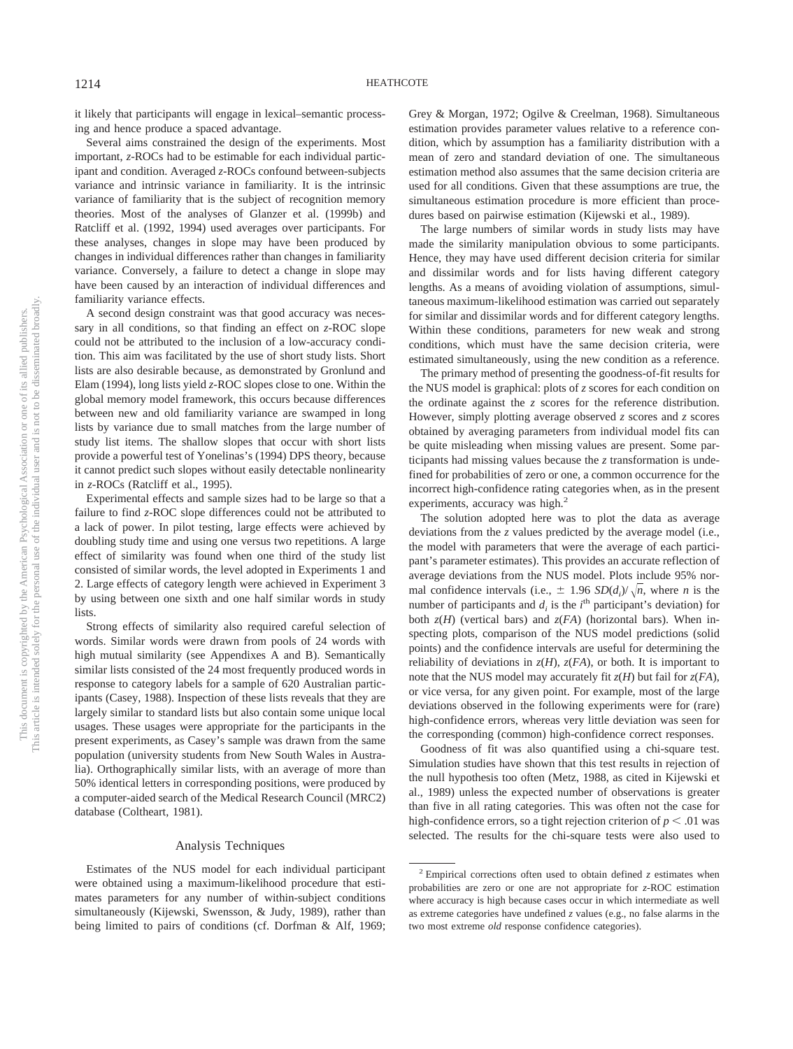it likely that participants will engage in lexical–semantic processing and hence produce a spaced advantage.

Several aims constrained the design of the experiments. Most important, *z*-ROCs had to be estimable for each individual participant and condition. Averaged *z*-ROCs confound between-subjects variance and intrinsic variance in familiarity. It is the intrinsic variance of familiarity that is the subject of recognition memory theories. Most of the analyses of Glanzer et al. (1999b) and Ratcliff et al. (1992, 1994) used averages over participants. For these analyses, changes in slope may have been produced by changes in individual differences rather than changes in familiarity variance. Conversely, a failure to detect a change in slope may have been caused by an interaction of individual differences and familiarity variance effects.

A second design constraint was that good accuracy was necessary in all conditions, so that finding an effect on *z*-ROC slope could not be attributed to the inclusion of a low-accuracy condition. This aim was facilitated by the use of short study lists. Short lists are also desirable because, as demonstrated by Gronlund and Elam (1994), long lists yield *z*-ROC slopes close to one. Within the global memory model framework, this occurs because differences between new and old familiarity variance are swamped in long lists by variance due to small matches from the large number of study list items. The shallow slopes that occur with short lists provide a powerful test of Yonelinas's (1994) DPS theory, because it cannot predict such slopes without easily detectable nonlinearity in *z*-ROCs (Ratcliff et al., 1995).

Experimental effects and sample sizes had to be large so that a failure to find *z*-ROC slope differences could not be attributed to a lack of power. In pilot testing, large effects were achieved by doubling study time and using one versus two repetitions. A large effect of similarity was found when one third of the study list consisted of similar words, the level adopted in Experiments 1 and 2. Large effects of category length were achieved in Experiment 3 by using between one sixth and one half similar words in study lists.

Strong effects of similarity also required careful selection of words. Similar words were drawn from pools of 24 words with high mutual similarity (see Appendixes A and B). Semantically similar lists consisted of the 24 most frequently produced words in response to category labels for a sample of 620 Australian participants (Casey, 1988). Inspection of these lists reveals that they are largely similar to standard lists but also contain some unique local usages. These usages were appropriate for the participants in the present experiments, as Casey's sample was drawn from the same population (university students from New South Wales in Australia). Orthographically similar lists, with an average of more than 50% identical letters in corresponding positions, were produced by a computer-aided search of the Medical Research Council (MRC2) database (Coltheart, 1981).

## Analysis Techniques

Estimates of the NUS model for each individual participant were obtained using a maximum-likelihood procedure that estimates parameters for any number of within-subject conditions simultaneously (Kijewski, Swensson, & Judy, 1989), rather than being limited to pairs of conditions (cf. Dorfman & Alf, 1969; Grey & Morgan, 1972; Ogilve & Creelman, 1968). Simultaneous estimation provides parameter values relative to a reference condition, which by assumption has a familiarity distribution with a mean of zero and standard deviation of one. The simultaneous estimation method also assumes that the same decision criteria are used for all conditions. Given that these assumptions are true, the simultaneous estimation procedure is more efficient than procedures based on pairwise estimation (Kijewski et al., 1989).

The large numbers of similar words in study lists may have made the similarity manipulation obvious to some participants. Hence, they may have used different decision criteria for similar and dissimilar words and for lists having different category lengths. As a means of avoiding violation of assumptions, simultaneous maximum-likelihood estimation was carried out separately for similar and dissimilar words and for different category lengths. Within these conditions, parameters for new weak and strong conditions, which must have the same decision criteria, were estimated simultaneously, using the new condition as a reference.

The primary method of presenting the goodness-of-fit results for the NUS model is graphical: plots of *z* scores for each condition on the ordinate against the *z* scores for the reference distribution. However, simply plotting average observed *z* scores and *z* scores obtained by averaging parameters from individual model fits can be quite misleading when missing values are present. Some participants had missing values because the *z* transformation is undefined for probabilities of zero or one, a common occurrence for the incorrect high-confidence rating categories when, as in the present experiments, accuracy was high.[2]

The solution adopted here was to plot the data as average deviations from the *z* values predicted by the average model (i.e., the model with parameters that were the average of each participant's parameter estimates). This provides an accurate reflection of average deviations from the NUS model. Plots include 95% normal confidence intervals (i.e., $\pm\ 1.96\ SD(d_i)/\sqrt{n}$, where $n$ is the number of participants and $d_i$ is the $i^{\text{th}}$ participant's deviation) for both $z(H)$ (vertical bars) and $z(FA)$ (horizontal bars). When inspecting plots, comparison of the NUS model predictions (solid points) and the confidence intervals are useful for determining the reliability of deviations in $z(H)$, $z(FA)$, or both. It is important to note that the NUS model may accurately fit $z(H)$ but fail for $z(FA)$, or vice versa, for any given point. For example, most of the large deviations observed in the following experiments were for (rare) high-confidence errors, whereas very little deviation was seen for the corresponding (common) high-confidence correct responses.

Goodness of fit was also quantified using a chi-square test. Simulation studies have shown that this test results in rejection of the null hypothesis too often (Metz, 1988, as cited in Kijewski et al., 1989) unless the expected number of observations is greater than five in all rating categories. This was often not the case for high-confidence errors, so a tight rejection criterion of $p < .01$ was selected. The results for the chi-square tests were also used to

[2] Empirical corrections often used to obtain defined *z* estimates when probabilities are zero or one are not appropriate for *z*-ROC estimation where accuracy is high because cases occur in which intermediate as well as extreme categories have undefined *z* values (e.g., no false alarms in the two most extreme *old* response confidence categories).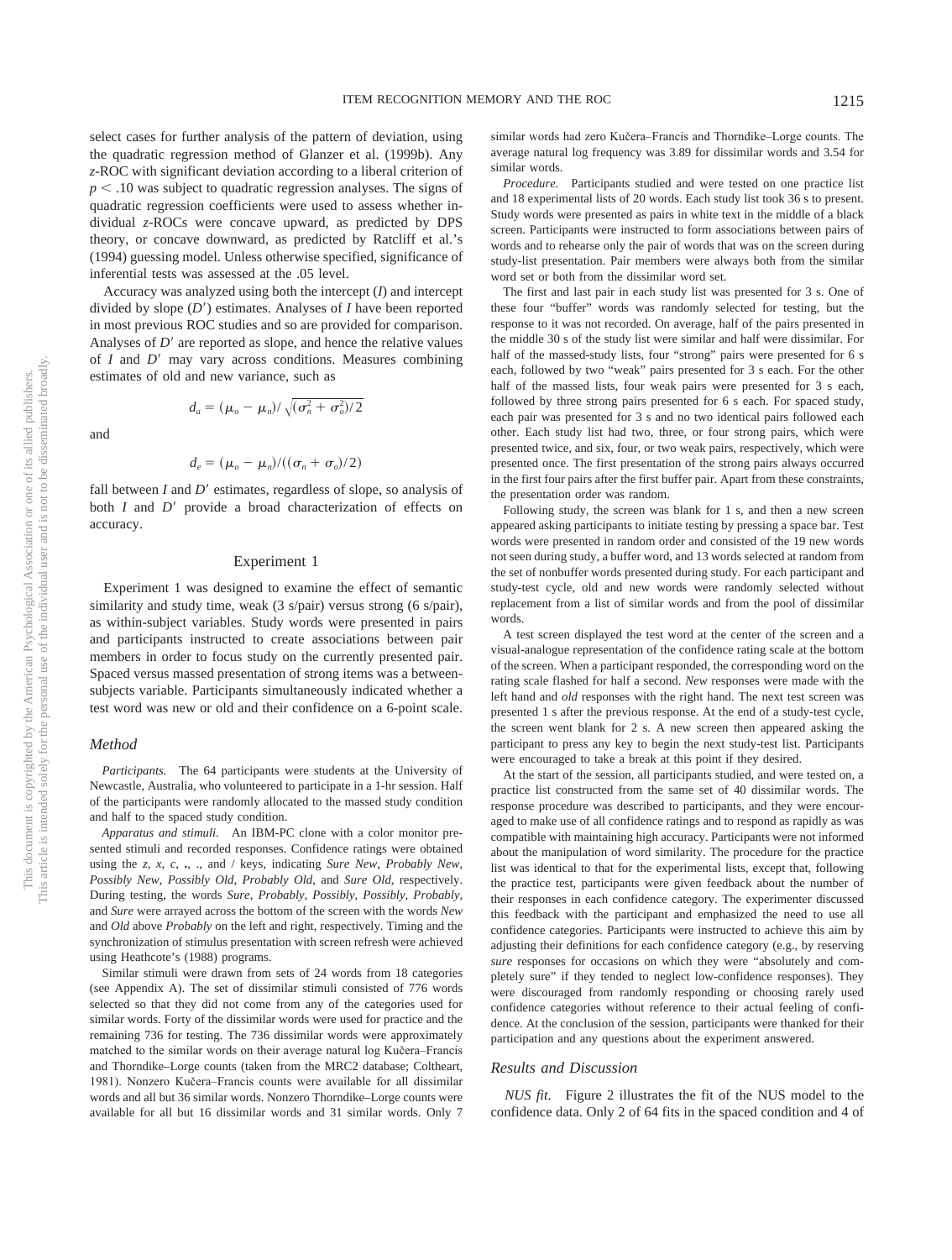select cases for further analysis of the pattern of deviation, using the quadratic regression method of Glanzer et al. (1999b). Any *z*-ROC with significant deviation according to a liberal criterion of $p < .10$ was subject to quadratic regression analyses. The signs of quadratic regression coefficients were used to assess whether individual *z*-ROCs were concave upward, as predicted by DPS theory, or concave downward, as predicted by Ratcliff et al.'s (1994) guessing model. Unless otherwise specified, significance of inferential tests was assessed at the .05 level.

Accuracy was analyzed using both the intercept ($I$) and intercept divided by slope ($D'$) estimates. Analyses of $I$ have been reported in most previous ROC studies and so are provided for comparison. Analyses of $D'$ are reported as slope, and hence the relative values of $I$ and $D'$ may vary across conditions. Measures combining estimates of old and new variance, such as

$$d_a = (\mu_o - \mu_n)/\sqrt{(\sigma_n^2 + \sigma_o^2)/2}$$

and

$$d_e = (\mu_o - \mu_n)/((\sigma_n + \sigma_o)/2)$$

fall between $I$ and $D'$ estimates, regardless of slope, so analysis of both $I$ and $D'$ provide a broad characterization of effects on accuracy.

## Experiment 1

Experiment 1 was designed to examine the effect of semantic similarity and study time, weak (3 s/pair) versus strong (6 s/pair), as within-subject variables. Study words were presented in pairs and participants instructed to create associations between pair members in order to focus study on the currently presented pair. Spaced versus massed presentation of strong items was a between-subjects variable. Participants simultaneously indicated whether a test word was new or old and their confidence on a 6-point scale.

### *Method*

*Participants.* The 64 participants were students at the University of Newcastle, Australia, who volunteered to participate in a 1-hr session. Half of the participants were randomly allocated to the massed study condition and half to the spaced study condition.

*Apparatus and stimuli.* An IBM-PC clone with a color monitor presented stimuli and recorded responses. Confidence ratings were obtained using the *z*, *x*, *c*, **.**, ., and / keys, indicating *Sure New*, *Probably New*, *Possibly New*, *Possibly Old*, *Probably Old*, and *Sure Old*, respectively. During testing, the words *Sure*, *Probably*, *Possibly*, *Possibly*, *Probably*, and *Sure* were arrayed across the bottom of the screen with the words *New* and *Old* above *Probably* on the left and right, respectively. Timing and the synchronization of stimulus presentation with screen refresh were achieved using Heathcote's (1988) programs.

Similar stimuli were drawn from sets of 24 words from 18 categories (see Appendix A). The set of dissimilar stimuli consisted of 776 words selected so that they did not come from any of the categories used for similar words. Forty of the dissimilar words were used for practice and the remaining 736 for testing. The 736 dissimilar words were approximately matched to the similar words on their average natural log Kučera–Francis and Thorndike–Lorge counts (taken from the MRC2 database; Coltheart, 1981). Nonzero Kučera–Francis counts were available for all dissimilar words and all but 36 similar words. Nonzero Thorndike–Lorge counts were available for all but 16 dissimilar words and 31 similar words. Only 7 similar words had zero Kučera–Francis and Thorndike–Lorge counts. The average natural log frequency was 3.89 for dissimilar words and 3.54 for similar words.

*Procedure.* Participants studied and were tested on one practice list and 18 experimental lists of 20 words. Each study list took 36 s to present. Study words were presented as pairs in white text in the middle of a black screen. Participants were instructed to form associations between pairs of words and to rehearse only the pair of words that was on the screen during study-list presentation. Pair members were always both from the similar word set or both from the dissimilar word set.

The first and last pair in each study list was presented for 3 s. One of these four "buffer" words was randomly selected for testing, but the response to it was not recorded. On average, half of the pairs presented in the middle 30 s of the study list were similar and half were dissimilar. For half of the massed-study lists, four "strong" pairs were presented for 6 s each, followed by two "weak" pairs presented for 3 s each. For the other half of the massed lists, four weak pairs were presented for 3 s each, followed by three strong pairs presented for 6 s each. For spaced study, each pair was presented for 3 s and no two identical pairs followed each other. Each study list had two, three, or four strong pairs, which were presented twice, and six, four, or two weak pairs, respectively, which were presented once. The first presentation of the strong pairs always occurred in the first four pairs after the first buffer pair. Apart from these constraints, the presentation order was random.

Following study, the screen was blank for 1 s, and then a new screen appeared asking participants to initiate testing by pressing a space bar. Test words were presented in random order and consisted of the 19 new words not seen during study, a buffer word, and 13 words selected at random from the set of nonbuffer words presented during study. For each participant and study-test cycle, old and new words were randomly selected without replacement from a list of similar words and from the pool of dissimilar words.

A test screen displayed the test word at the center of the screen and a visual-analogue representation of the confidence rating scale at the bottom of the screen. When a participant responded, the corresponding word on the rating scale flashed for half a second. *New* responses were made with the left hand and *old* responses with the right hand. The next test screen was presented 1 s after the previous response. At the end of a study-test cycle, the screen went blank for 2 s. A new screen then appeared asking the participant to press any key to begin the next study-test list. Participants were encouraged to take a break at this point if they desired.

At the start of the session, all participants studied, and were tested on, a practice list constructed from the same set of 40 dissimilar words. The response procedure was described to participants, and they were encouraged to make use of all confidence ratings and to respond as rapidly as was compatible with maintaining high accuracy. Participants were not informed about the manipulation of word similarity. The procedure for the practice list was identical to that for the experimental lists, except that, following the practice test, participants were given feedback about the number of their responses in each confidence category. The experimenter discussed this feedback with the participant and emphasized the need to use all confidence categories. Participants were instructed to achieve this aim by adjusting their definitions for each confidence category (e.g., by reserving *sure* responses for occasions on which they were "absolutely and completely sure" if they tended to neglect low-confidence responses). They were discouraged from randomly responding or choosing rarely used confidence categories without reference to their actual feeling of confidence. At the conclusion of the session, participants were thanked for their participation and any questions about the experiment answered.

### *Results and Discussion*

*NUS fit.* Figure 2 illustrates the fit of the NUS model to the confidence data. Only 2 of 64 fits in the spaced condition and 4 of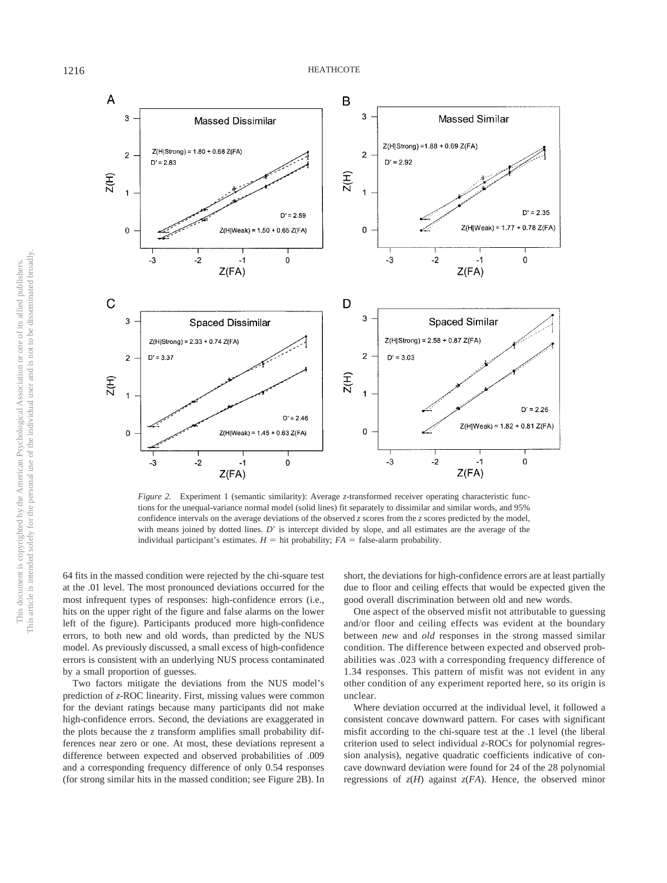*Figure 2.* Experiment 1 (semantic similarity): Average *z*-transformed receiver operating characteristic functions for the unequal-variance normal model (solid lines) fit separately to dissimilar and similar words, and 95% confidence intervals on the average deviations of the observed *z* scores from the *z* scores predicted by the model, with means joined by dotted lines. $D'$ is intercept divided by slope, and all estimates are the average of the individual participant's estimates. $H$ = hit probability; $FA$ = false-alarm probability.

64 fits in the massed condition were rejected by the chi-square test at the .01 level. The most pronounced deviations occurred for the most infrequent types of responses: high-confidence errors (i.e., hits on the upper right of the figure and false alarms on the lower left of the figure). Participants produced more high-confidence errors, to both new and old words, than predicted by the NUS model. As previously discussed, a small excess of high-confidence errors is consistent with an underlying NUS process contaminated by a small proportion of guesses.

Two factors mitigate the deviations from the NUS model's prediction of *z*-ROC linearity. First, missing values were common for the deviant ratings because many participants did not make high-confidence errors. Second, the deviations are exaggerated in the plots because the *z* transform amplifies small probability differences near zero or one. At most, these deviations represent a difference between expected and observed probabilities of .009 and a corresponding frequency difference of only 0.54 responses (for strong similar hits in the massed condition; see Figure 2B). In short, the deviations for high-confidence errors are at least partially due to floor and ceiling effects that would be expected given the good overall discrimination between old and new words.

One aspect of the observed misfit not attributable to guessing and/or floor and ceiling effects was evident at the boundary between *new* and *old* responses in the strong massed similar condition. The difference between expected and observed probabilities was .023 with a corresponding frequency difference of 1.34 responses. This pattern of misfit was not evident in any other condition of any experiment reported here, so its origin is unclear.

Where deviation occurred at the individual level, it followed a consistent concave downward pattern. For cases with significant misfit according to the chi-square test at the .1 level (the liberal criterion used to select individual *z*-ROCs for polynomial regression analysis), negative quadratic coefficients indicative of concave downward deviation were found for 24 of the 28 polynomial regressions of $z(H)$ against $z(FA)$. Hence, the observed minor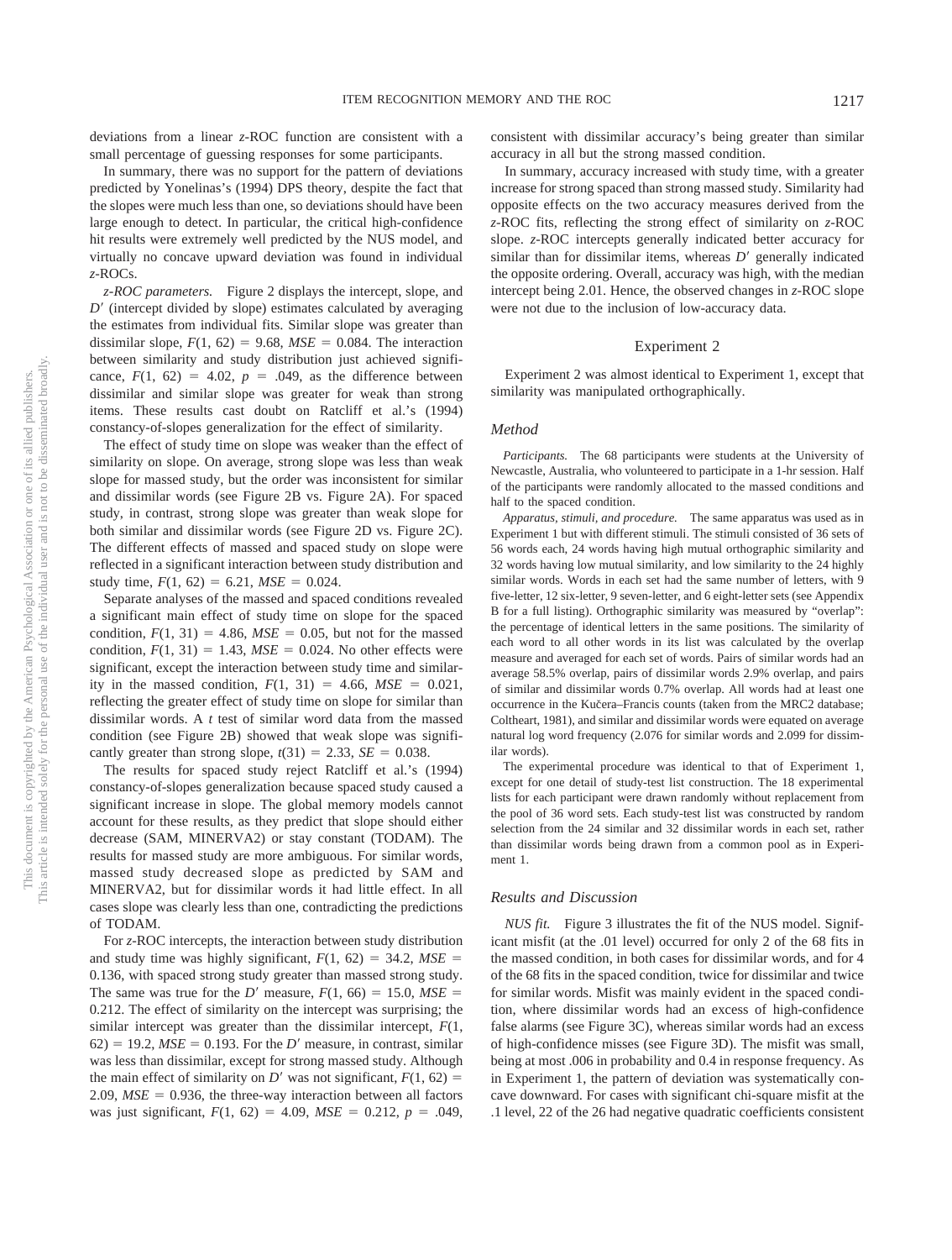deviations from a linear *z*-ROC function are consistent with a small percentage of guessing responses for some participants.

In summary, there was no support for the pattern of deviations predicted by Yonelinas's (1994) DPS theory, despite the fact that the slopes were much less than one, so deviations should have been large enough to detect. In particular, the critical high-confidence hit results were extremely well predicted by the NUS model, and virtually no concave upward deviation was found in individual *z*-ROCs.

*z-ROC parameters.* Figure 2 displays the intercept, slope, and $D'$ (intercept divided by slope) estimates calculated by averaging the estimates from individual fits. Similar slope was greater than dissimilar slope, $F(1, 62) = 9.68$, $MSE = 0.084$. The interaction between similarity and study distribution just achieved significance, $F(1, 62) = 4.02$, $p = .049$, as the difference between dissimilar and similar slope was greater for weak than strong items. These results cast doubt on Ratcliff et al.'s (1994) constancy-of-slopes generalization for the effect of similarity.

The effect of study time on slope was weaker than the effect of similarity on slope. On average, strong slope was less than weak slope for massed study, but the order was inconsistent for similar and dissimilar words (see Figure 2B vs. Figure 2A). For spaced study, in contrast, strong slope was greater than weak slope for both similar and dissimilar words (see Figure 2D vs. Figure 2C). The different effects of massed and spaced study on slope were reflected in a significant interaction between study distribution and study time, $F(1, 62) = 6.21$, $MSE = 0.024$.

Separate analyses of the massed and spaced conditions revealed a significant main effect of study time on slope for the spaced condition, $F(1, 31) = 4.86$, $MSE = 0.05$, but not for the massed condition, $F(1, 31) = 1.43$, $MSE = 0.024$. No other effects were significant, except the interaction between study time and similarity in the massed condition, $F(1, 31) = 4.66$, $MSE = 0.021$, reflecting the greater effect of study time on slope for similar than dissimilar words. A *t* test of similar word data from the massed condition (see Figure 2B) showed that weak slope was significantly greater than strong slope, $t(31) = 2.33$, $SE = 0.038$.

The results for spaced study reject Ratcliff et al.'s (1994) constancy-of-slopes generalization because spaced study caused a significant increase in slope. The global memory models cannot account for these results, as they predict that slope should either decrease (SAM, MINERVA2) or stay constant (TODAM). The results for massed study are more ambiguous. For similar words, massed study decreased slope as predicted by SAM and MINERVA2, but for dissimilar words it had little effect. In all cases slope was clearly less than one, contradicting the predictions of TODAM.

For *z*-ROC intercepts, the interaction between study distribution and study time was highly significant, $F(1, 62) = 34.2$, $MSE = 0.136$, with spaced strong study greater than massed strong study. The same was true for the $D'$ measure, $F(1, 66) = 15.0$, $MSE = 0.212$. The effect of similarity on the intercept was surprising; the similar intercept was greater than the dissimilar intercept, $F(1, 62) = 19.2$, $MSE = 0.193$. For the $D'$ measure, in contrast, similar was less than dissimilar, except for strong massed study. Although the main effect of similarity on $D'$ was not significant, $F(1, 62) = 2.09$, $MSE = 0.936$, the three-way interaction between all factors was just significant, $F(1, 62) = 4.09$, $MSE = 0.212$, $p = .049$, consistent with dissimilar accuracy's being greater than similar accuracy in all but the strong massed condition.

In summary, accuracy increased with study time, with a greater increase for strong spaced than strong massed study. Similarity had opposite effects on the two accuracy measures derived from the *z*-ROC fits, reflecting the strong effect of similarity on *z*-ROC slope. *z*-ROC intercepts generally indicated better accuracy for similar than for dissimilar items, whereas $D'$ generally indicated the opposite ordering. Overall, accuracy was high, with the median intercept being 2.01. Hence, the observed changes in *z*-ROC slope were not due to the inclusion of low-accuracy data.

## Experiment 2

Experiment 2 was almost identical to Experiment 1, except that similarity was manipulated orthographically.

### Method

*Participants.* The 68 participants were students at the University of Newcastle, Australia, who volunteered to participate in a 1-hr session. Half of the participants were randomly allocated to the massed conditions and half to the spaced condition.

*Apparatus, stimuli, and procedure.* The same apparatus was used as in Experiment 1 but with different stimuli. The stimuli consisted of 36 sets of 56 words each, 24 words having high mutual orthographic similarity and 32 words having low mutual similarity, and low similarity to the 24 highly similar words. Words in each set had the same number of letters, with 9 five-letter, 12 six-letter, 9 seven-letter, and 6 eight-letter sets (see Appendix B for a full listing). Orthographic similarity was measured by "overlap": the percentage of identical letters in the same positions. The similarity of each word to all other words in its list was calculated by the overlap measure and averaged for each set of words. Pairs of similar words had an average 58.5% overlap, pairs of dissimilar words 2.9% overlap, and pairs of similar and dissimilar words 0.7% overlap. All words had at least one occurrence in the Kučera–Francis counts (taken from the MRC2 database; Coltheart, 1981), and similar and dissimilar words were equated on average natural log word frequency (2.076 for similar words and 2.099 for dissimilar words).

The experimental procedure was identical to that of Experiment 1, except for one detail of study-test list construction. The 18 experimental lists for each participant were drawn randomly without replacement from the pool of 36 word sets. Each study-test list was constructed by random selection from the 24 similar and 32 dissimilar words in each set, rather than dissimilar words being drawn from a common pool as in Experiment 1.

### Results and Discussion

*NUS fit.* Figure 3 illustrates the fit of the NUS model. Significant misfit (at the .01 level) occurred for only 2 of the 68 fits in the massed condition, in both cases for dissimilar words, and for 4 of the 68 fits in the spaced condition, twice for dissimilar and twice for similar words. Misfit was mainly evident in the spaced condition, where dissimilar words had an excess of high-confidence false alarms (see Figure 3C), whereas similar words had an excess of high-confidence misses (see Figure 3D). The misfit was small, being at most .006 in probability and 0.4 in response frequency. As in Experiment 1, the pattern of deviation was systematically concave downward. For cases with significant chi-square misfit at the .1 level, 22 of the 26 had negative quadratic coefficients consistent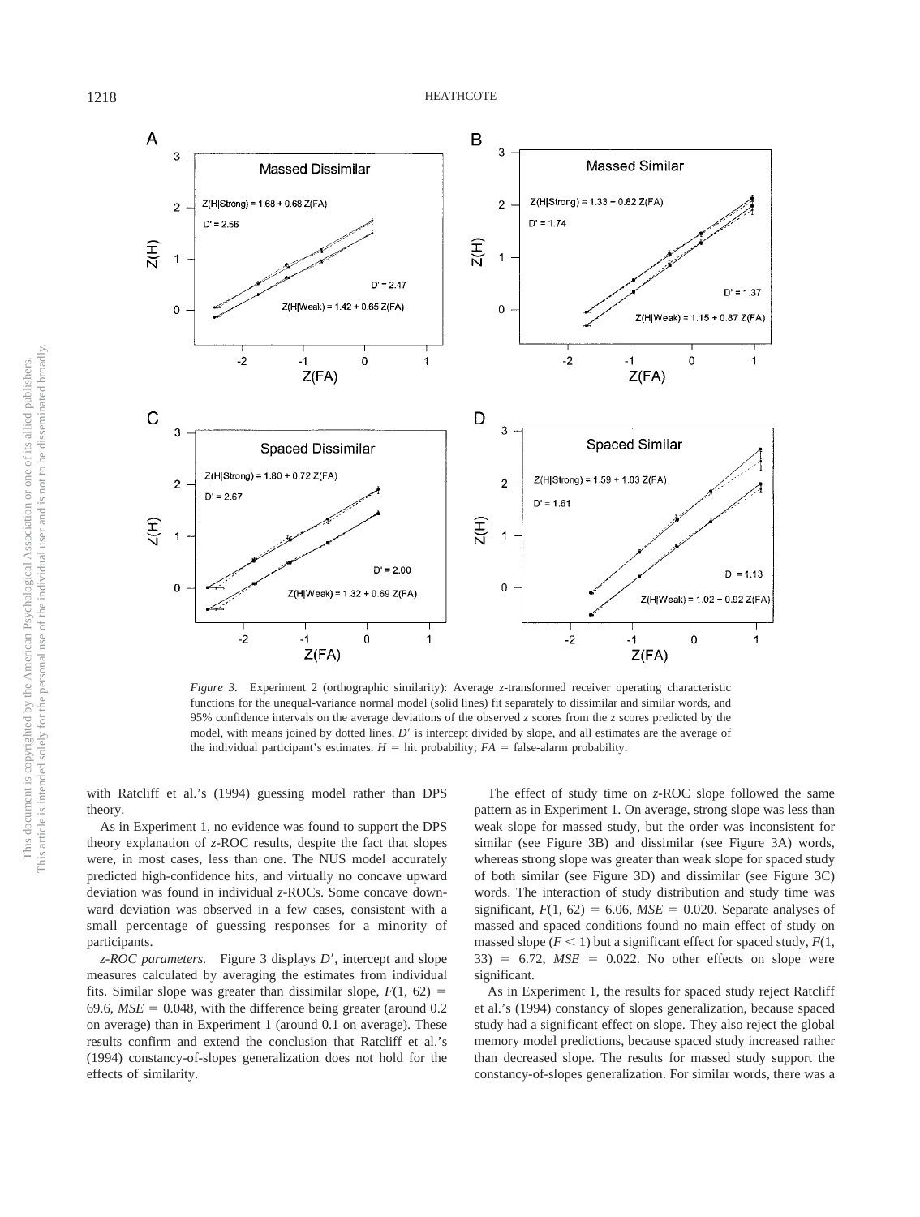*Figure 3.* Experiment 2 (orthographic similarity): Average *z*-transformed receiver operating characteristic functions for the unequal-variance normal model (solid lines) fit separately to dissimilar and similar words, and 95% confidence intervals on the average deviations of the observed *z* scores from the *z* scores predicted by the model, with means joined by dotted lines. $D'$ is intercept divided by slope, and all estimates are the average of the individual participant's estimates. $H$ = hit probability; $FA$ = false-alarm probability.

with Ratcliff et al.'s (1994) guessing model rather than DPS theory.

As in Experiment 1, no evidence was found to support the DPS theory explanation of *z*-ROC results, despite the fact that slopes were, in most cases, less than one. The NUS model accurately predicted high-confidence hits, and virtually no concave upward deviation was found in individual *z*-ROCs. Some concave downward deviation was observed in a few cases, consistent with a small percentage of guessing responses for a minority of participants.

*z-ROC parameters.* Figure 3 displays $D'$, intercept and slope measures calculated by averaging the estimates from individual fits. Similar slope was greater than dissimilar slope, $F(1, 62) = 69.6$, $MSE = 0.048$, with the difference being greater (around 0.2 on average) than in Experiment 1 (around 0.1 on average). These results confirm and extend the conclusion that Ratcliff et al.'s (1994) constancy-of-slopes generalization does not hold for the effects of similarity.

The effect of study time on *z*-ROC slope followed the same pattern as in Experiment 1. On average, strong slope was less than weak slope for massed study, but the order was inconsistent for similar (see Figure 3B) and dissimilar (see Figure 3A) words, whereas strong slope was greater than weak slope for spaced study of both similar (see Figure 3D) and dissimilar (see Figure 3C) words. The interaction of study distribution and study time was significant, $F(1, 62) = 6.06$, $MSE = 0.020$. Separate analyses of massed and spaced conditions found no main effect of study on massed slope ($F < 1$) but a significant effect for spaced study, $F(1, 33) = 6.72$, $MSE = 0.022$. No other effects on slope were significant.

As in Experiment 1, the results for spaced study reject Ratcliff et al.'s (1994) constancy of slopes generalization, because spaced study had a significant effect on slope. They also reject the global memory model predictions, because spaced study increased rather than decreased slope. The results for massed study support the constancy-of-slopes generalization. For similar words, there was a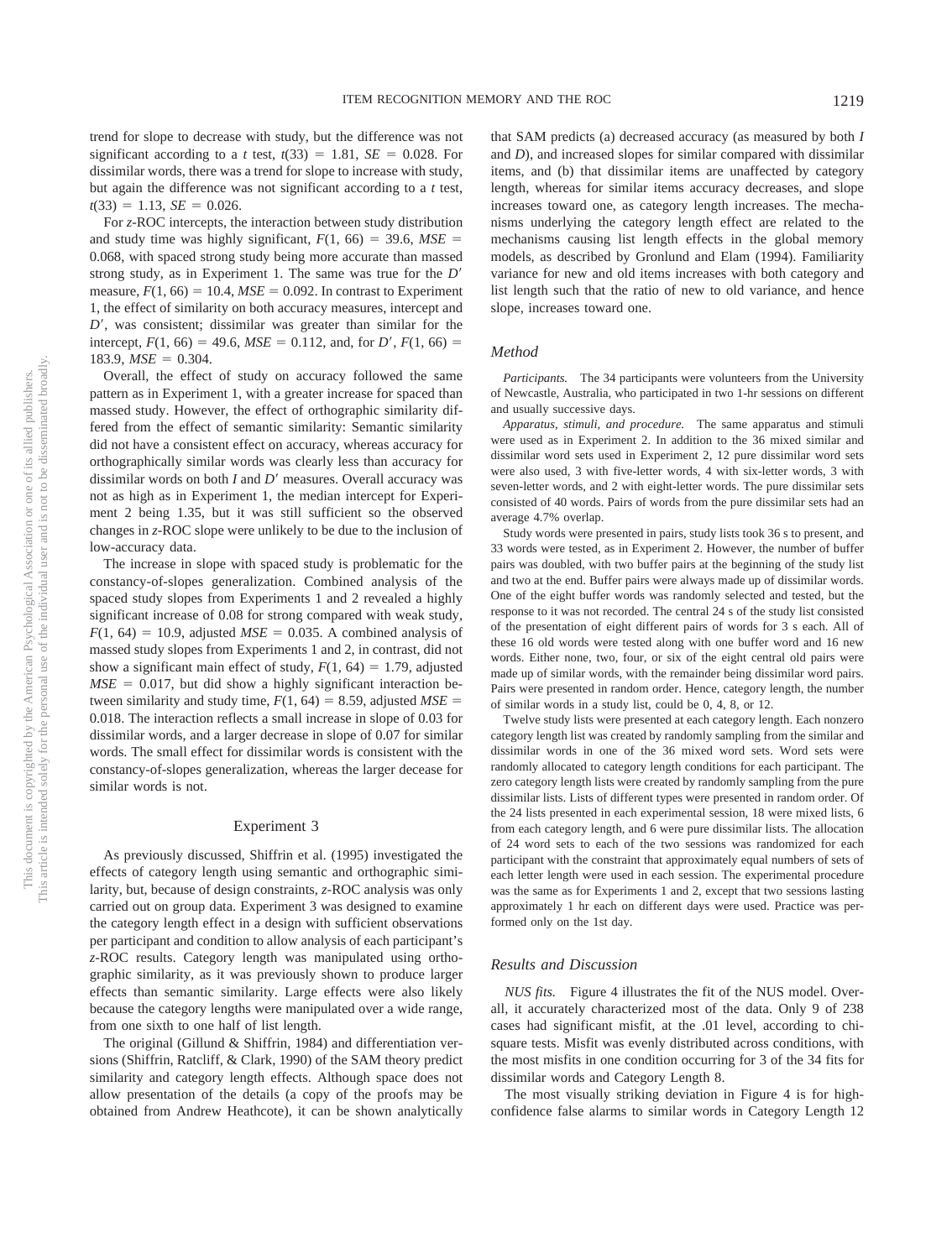trend for slope to decrease with study, but the difference was not significant according to a *t* test, $t(33) = 1.81$, $SE = 0.028$. For dissimilar words, there was a trend for slope to increase with study, but again the difference was not significant according to a *t* test, $t(33) = 1.13$, $SE = 0.026$.

For *z*-ROC intercepts, the interaction between study distribution and study time was highly significant, $F(1, 66) = 39.6$, $MSE = 0.068$, with spaced strong study being more accurate than massed strong study, as in Experiment 1. The same was true for the $D'$ measure, $F(1, 66) = 10.4$, $MSE = 0.092$. In contrast to Experiment 1, the effect of similarity on both accuracy measures, intercept and $D'$, was consistent; dissimilar was greater than similar for the intercept, $F(1, 66) = 49.6$, $MSE = 0.112$, and, for $D'$, $F(1, 66) = 183.9$, $MSE = 0.304$.

Overall, the effect of study on accuracy followed the same pattern as in Experiment 1, with a greater increase for spaced than massed study. However, the effect of orthographic similarity differed from the effect of semantic similarity: Semantic similarity did not have a consistent effect on accuracy, whereas accuracy for orthographically similar words was clearly less than accuracy for dissimilar words on both *I* and $D'$ measures. Overall accuracy was not as high as in Experiment 1, the median intercept for Experiment 2 being 1.35, but it was still sufficient so the observed changes in *z*-ROC slope were unlikely to be due to the inclusion of low-accuracy data.

The increase in slope with spaced study is problematic for the constancy-of-slopes generalization. Combined analysis of the spaced study slopes from Experiments 1 and 2 revealed a highly significant increase of 0.08 for strong compared with weak study, $F(1, 64) = 10.9$, adjusted $MSE = 0.035$. A combined analysis of massed study slopes from Experiments 1 and 2, in contrast, did not show a significant main effect of study, $F(1, 64) = 1.79$, adjusted $MSE = 0.017$, but did show a highly significant interaction between similarity and study time, $F(1, 64) = 8.59$, adjusted $MSE = 0.018$. The interaction reflects a small increase in slope of 0.03 for dissimilar words, and a larger decrease in slope of 0.07 for similar words. The small effect for dissimilar words is consistent with the constancy-of-slopes generalization, whereas the larger decease for similar words is not.

## Experiment 3

As previously discussed, Shiffrin et al. (1995) investigated the effects of category length using semantic and orthographic similarity, but, because of design constraints, *z*-ROC analysis was only carried out on group data. Experiment 3 was designed to examine the category length effect in a design with sufficient observations per participant and condition to allow analysis of each participant's *z*-ROC results. Category length was manipulated using orthographic similarity, as it was previously shown to produce larger effects than semantic similarity. Large effects were also likely because the category lengths were manipulated over a wide range, from one sixth to one half of list length.

The original (Gillund & Shiffrin, 1984) and differentiation versions (Shiffrin, Ratcliff, & Clark, 1990) of the SAM theory predict similarity and category length effects. Although space does not allow presentation of the details (a copy of the proofs may be obtained from Andrew Heathcote), it can be shown analytically that SAM predicts (a) decreased accuracy (as measured by both *I* and *D*), and increased slopes for similar compared with dissimilar items, and (b) that dissimilar items are unaffected by category length, whereas for similar items accuracy decreases, and slope increases toward one, as category length increases. The mechanisms underlying the category length effect are related to the mechanisms causing list length effects in the global memory models, as described by Gronlund and Elam (1994). Familiarity variance for new and old items increases with both category and list length such that the ratio of new to old variance, and hence slope, increases toward one.

### Method

*Participants.* The 34 participants were volunteers from the University of Newcastle, Australia, who participated in two 1-hr sessions on different and usually successive days.

*Apparatus, stimuli, and procedure.* The same apparatus and stimuli were used as in Experiment 2. In addition to the 36 mixed similar and dissimilar word sets used in Experiment 2, 12 pure dissimilar word sets were also used, 3 with five-letter words, 4 with six-letter words, 3 with seven-letter words, and 2 with eight-letter words. The pure dissimilar sets consisted of 40 words. Pairs of words from the pure dissimilar sets had an average 4.7% overlap.

Study words were presented in pairs, study lists took 36 s to present, and 33 words were tested, as in Experiment 2. However, the number of buffer pairs was doubled, with two buffer pairs at the beginning of the study list and two at the end. Buffer pairs were always made up of dissimilar words. One of the eight buffer words was randomly selected and tested, but the response to it was not recorded. The central 24 s of the study list consisted of the presentation of eight different pairs of words for 3 s each. All of these 16 old words were tested along with one buffer word and 16 new words. Either none, two, four, or six of the eight central old pairs were made up of similar words, with the remainder being dissimilar word pairs. Pairs were presented in random order. Hence, category length, the number of similar words in a study list, could be 0, 4, 8, or 12.

Twelve study lists were presented at each category length. Each nonzero category length list was created by randomly sampling from the similar and dissimilar words in one of the 36 mixed word sets. Word sets were randomly allocated to category length conditions for each participant. The zero category length lists were created by randomly sampling from the pure dissimilar lists. Lists of different types were presented in random order. Of the 24 lists presented in each experimental session, 18 were mixed lists, 6 from each category length, and 6 were pure dissimilar lists. The allocation of 24 word sets to each of the two sessions was randomized for each participant with the constraint that approximately equal numbers of sets of each letter length were used in each session. The experimental procedure was the same as for Experiments 1 and 2, except that two sessions lasting approximately 1 hr each on different days were used. Practice was performed only on the 1st day.

### Results and Discussion

*NUS fits.* Figure 4 illustrates the fit of the NUS model. Overall, it accurately characterized most of the data. Only 9 of 238 cases had significant misfit, at the .01 level, according to chi-square tests. Misfit was evenly distributed across conditions, with the most misfits in one condition occurring for 3 of the 34 fits for dissimilar words and Category Length 8.

The most visually striking deviation in Figure 4 is for high-confidence false alarms to similar words in Category Length 12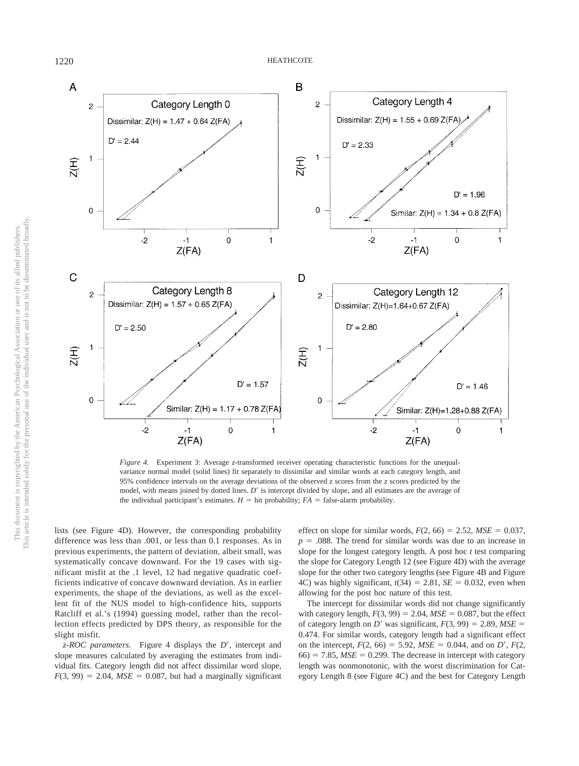*Figure 4.* Experiment 3: Average *z*-transformed receiver operating characteristic functions for the unequal-variance normal model (solid lines) fit separately to dissimilar and similar words at each category length, and 95% confidence intervals on the average deviations of the observed *z* scores from the *z* scores predicted by the model, with means joined by dotted lines. $D'$ is intercept divided by slope, and all estimates are the average of the individual participant's estimates. $H$ = hit probability; $FA$ = false-alarm probability.

lists (see Figure 4D). However, the corresponding probability difference was less than .001, or less than 0.1 responses. As in previous experiments, the pattern of deviation, albeit small, was systematically concave downward. For the 19 cases with significant misfit at the .1 level, 12 had negative quadratic coefficients indicative of concave downward deviation. As in earlier experiments, the shape of the deviations, as well as the excellent fit of the NUS model to high-confidence hits, supports Ratcliff et al.'s (1994) guessing model, rather than the recollection effects predicted by DPS theory, as responsible for the slight misfit.

*z-ROC parameters.* Figure 4 displays the $D'$, intercept and slope measures calculated by averaging the estimates from individual fits. Category length did not affect dissimilar word slope, $F(3, 99) = 2.04$, $MSE = 0.087$, but had a marginally significant effect on slope for similar words, $F(2, 66) = 2.52$, $MSE = 0.037$, $p = .088$. The trend for similar words was due to an increase in slope for the longest category length. A post hoc *t* test comparing the slope for Category Length 12 (see Figure 4D) with the average slope for the other two category lengths (see Figure 4B and Figure 4C) was highly significant, $t(34) = 2.81$, $SE = 0.032$, even when allowing for the post hoc nature of this test.

The intercept for dissimilar words did not change significantly with category length, $F(3, 99) = 2.04$, $MSE = 0.087$, but the effect of category length on $D'$ was significant, $F(3, 99) = 2.89$, $MSE = 0.474$. For similar words, category length had a significant effect on the intercept, $F(2, 66) = 5.92$, $MSE = 0.044$, and on $D'$, $F(2, 66) = 7.85$, $MSE = 0.299$. The decrease in intercept with category length was nonmonotonic, with the worst discrimination for Category Length 8 (see Figure 4C) and the best for Category Length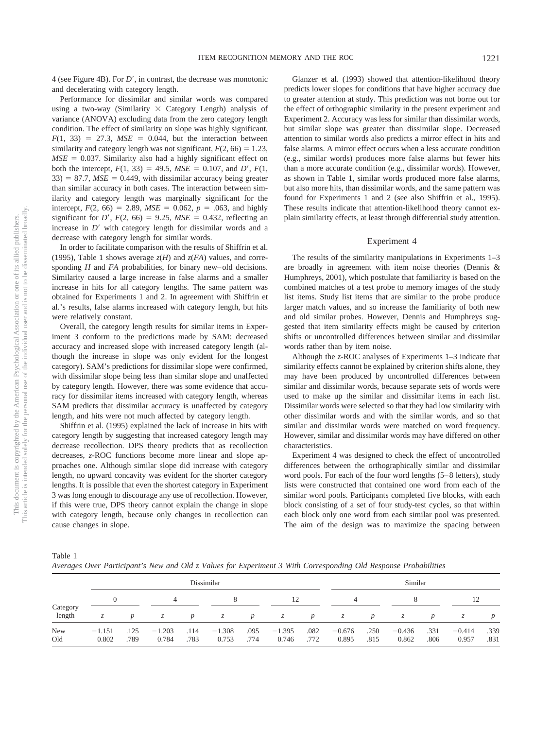4 (see Figure 4B). For $D'$, in contrast, the decrease was monotonic and decelerating with category length.

Performance for dissimilar and similar words was compared using a two-way (Similarity × Category Length) analysis of variance (ANOVA) excluding data from the zero category length condition. The effect of similarity on slope was highly significant, $F(1, 33) = 27.3$, $MSE = 0.044$, but the interaction between similarity and category length was not significant, $F(2, 66) = 1.23$, $MSE = 0.037$. Similarity also had a highly significant effect on both the intercept, $F(1, 33) = 49.5$, $MSE = 0.107$, and $D'$, $F(1, 33) = 87.7$, $MSE = 0.449$, with dissimilar accuracy being greater than similar accuracy in both cases. The interaction between similarity and category length was marginally significant for the intercept, $F(2, 66) = 2.89$, $MSE = 0.062$, $p = .063$, and highly significant for $D'$, $F(2, 66) = 9.25$, $MSE = 0.432$, reflecting an increase in $D'$ with category length for dissimilar words and a decrease with category length for similar words.

In order to facilitate comparison with the results of Shiffrin et al. (1995), Table 1 shows average $z(H)$ and $z(FA)$ values, and corresponding $H$ and $FA$ probabilities, for binary new–old decisions. Similarity caused a large increase in false alarms and a smaller increase in hits for all category lengths. The same pattern was obtained for Experiments 1 and 2. In agreement with Shiffrin et al.'s results, false alarms increased with category length, but hits were relatively constant.

Overall, the category length results for similar items in Experiment 3 conform to the predictions made by SAM: decreased accuracy and increased slope with increased category length (although the increase in slope was only evident for the longest category). SAM's predictions for dissimilar slope were confirmed, with dissimilar slope being less than similar slope and unaffected by category length. However, there was some evidence that accuracy for dissimilar items increased with category length, whereas SAM predicts that dissimilar accuracy is unaffected by category length, and hits were not much affected by category length.

Shiffrin et al. (1995) explained the lack of increase in hits with category length by suggesting that increased category length may decrease recollection. DPS theory predicts that as recollection decreases, *z*-ROC functions become more linear and slope approaches one. Although similar slope did increase with category length, no upward concavity was evident for the shorter category lengths. It is possible that even the shortest category in Experiment 3 was long enough to discourage any use of recollection. However, if this were true, DPS theory cannot explain the change in slope with category length, because only changes in recollection can cause changes in slope.

Glanzer et al. (1993) showed that attention-likelihood theory predicts lower slopes for conditions that have higher accuracy due to greater attention at study. This prediction was not borne out for the effect of orthographic similarity in the present experiment and Experiment 2. Accuracy was less for similar than dissimilar words, but similar slope was greater than dissimilar slope. Decreased attention to similar words also predicts a mirror effect in hits and false alarms. A mirror effect occurs when a less accurate condition (e.g., similar words) produces more false alarms but fewer hits than a more accurate condition (e.g., dissimilar words). However, as shown in Table 1, similar words produced more false alarms, but also more hits, than dissimilar words, and the same pattern was found for Experiments 1 and 2 (see also Shiffrin et al., 1995). These results indicate that attention-likelihood theory cannot explain similarity effects, at least through differential study attention.

## Experiment 4

The results of the similarity manipulations in Experiments 1–3 are broadly in agreement with item noise theories (Dennis & Humphreys, 2001), which postulate that familiarity is based on the combined matches of a test probe to memory images of the study list items. Study list items that are similar to the probe produce larger match values, and so increase the familiarity of both new and old similar probes. However, Dennis and Humphreys suggested that item similarity effects might be caused by criterion shifts or uncontrolled differences between similar and dissimilar words rather than by item noise.

Although the *z*-ROC analyses of Experiments 1–3 indicate that similarity effects cannot be explained by criterion shifts alone, they may have been produced by uncontrolled differences between similar and dissimilar words, because separate sets of words were used to make up the similar and dissimilar items in each list. Dissimilar words were selected so that they had low similarity with other dissimilar words and with the similar words, and so that similar and dissimilar words were matched on word frequency. However, similar and dissimilar words may have differed on other characteristics.

Experiment 4 was designed to check the effect of uncontrolled differences between the orthographically similar and dissimilar word pools. For each of the four word lengths (5–8 letters), study lists were constructed that contained one word from each of the similar word pools. Participants completed five blocks, with each block consisting of a set of four study-test cycles, so that within each block only one word from each similar pool was presented. The aim of the design was to maximize the spacing between

Table 1
*Averages Over Participant's New and Old z Values for Experiment 3 With Corresponding Old Response Probabilities*

| Category length | Dissimilar | | | | | | | | Similar | | | | | |
|---|---|---|---|---|---|---|---|---|---|---|---|---|---|---|
| | 0 | | 4 | | 8 | | 12 | | 4 | | 8 | | 12 | |
| | *z* | *p* | *z* | *p* | *z* | *p* | *z* | *p* | *z* | *p* | *z* | *p* | *z* | *p* |
| New | −1.151 | .125 | −1.203 | .114 | −1.308 | .095 | −1.395 | .082 | −0.676 | .250 | −0.436 | .331 | −0.414 | .339 |
| Old | 0.802 | .789 | 0.784 | .783 | 0.753 | .774 | 0.746 | .772 | 0.895 | .815 | 0.862 | .806 | 0.957 | .831 |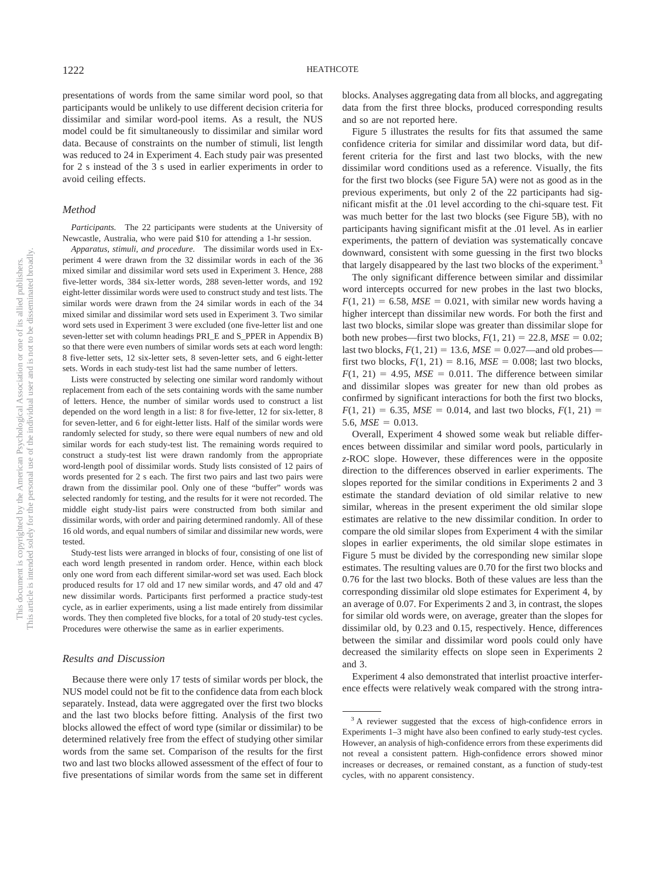presentations of words from the same similar word pool, so that participants would be unlikely to use different decision criteria for dissimilar and similar word-pool items. As a result, the NUS model could be fit simultaneously to dissimilar and similar word data. Because of constraints on the number of stimuli, list length was reduced to 24 in Experiment 4. Each study pair was presented for 2 s instead of the 3 s used in earlier experiments in order to avoid ceiling effects.

### Method

*Participants.* The 22 participants were students at the University of Newcastle, Australia, who were paid $10 for attending a 1-hr session.

*Apparatus, stimuli, and procedure.* The dissimilar words used in Experiment 4 were drawn from the 32 dissimilar words in each of the 36 mixed similar and dissimilar word sets used in Experiment 3. Hence, 288 five-letter words, 384 six-letter words, 288 seven-letter words, and 192 eight-letter dissimilar words were used to construct study and test lists. The similar words were drawn from the 24 similar words in each of the 34 mixed similar and dissimilar word sets used in Experiment 3. Two similar word sets used in Experiment 3 were excluded (one five-letter list and one seven-letter set with column headings PRI_E and S_PPER in Appendix B) so that there were even numbers of similar words sets at each word length: 8 five-letter sets, 12 six-letter sets, 8 seven-letter sets, and 6 eight-letter sets. Words in each study-test list had the same number of letters.

Lists were constructed by selecting one similar word randomly without replacement from each of the sets containing words with the same number of letters. Hence, the number of similar words used to construct a list depended on the word length in a list: 8 for five-letter, 12 for six-letter, 8 for seven-letter, and 6 for eight-letter lists. Half of the similar words were randomly selected for study, so there were equal numbers of new and old similar words for each study-test list. The remaining words required to construct a study-test list were drawn randomly from the appropriate word-length pool of dissimilar words. Study lists consisted of 12 pairs of words presented for 2 s each. The first two pairs and last two pairs were drawn from the dissimilar pool. Only one of these "buffer" words was selected randomly for testing, and the results for it were not recorded. The middle eight study-list pairs were constructed from both similar and dissimilar words, with order and pairing determined randomly. All of these 16 old words, and equal numbers of similar and dissimilar new words, were tested.

Study-test lists were arranged in blocks of four, consisting of one list of each word length presented in random order. Hence, within each block only one word from each different similar-word set was used. Each block produced results for 17 old and 17 new similar words, and 47 old and 47 new dissimilar words. Participants first performed a practice study-test cycle, as in earlier experiments, using a list made entirely from dissimilar words. They then completed five blocks, for a total of 20 study-test cycles. Procedures were otherwise the same as in earlier experiments.

### Results and Discussion

Because there were only 17 tests of similar words per block, the NUS model could not be fit to the confidence data from each block separately. Instead, data were aggregated over the first two blocks and the last two blocks before fitting. Analysis of the first two blocks allowed the effect of word type (similar or dissimilar) to be determined relatively free from the effect of studying other similar words from the same set. Comparison of the results for the first two and last two blocks allowed assessment of the effect of four to five presentations of similar words from the same set in different blocks. Analyses aggregating data from all blocks, and aggregating data from the first three blocks, produced corresponding results and so are not reported here.

Figure 5 illustrates the results for fits that assumed the same confidence criteria for similar and dissimilar word data, but different criteria for the first and last two blocks, with the new dissimilar word conditions used as a reference. Visually, the fits for the first two blocks (see Figure 5A) were not as good as in the previous experiments, but only 2 of the 22 participants had significant misfit at the .01 level according to the chi-square test. Fit was much better for the last two blocks (see Figure 5B), with no participants having significant misfit at the .01 level. As in earlier experiments, the pattern of deviation was systematically concave downward, consistent with some guessing in the first two blocks that largely disappeared by the last two blocks of the experiment.[3]

The only significant difference between similar and dissimilar word intercepts occurred for new probes in the last two blocks, $F(1, 21) = 6.58$, $MSE = 0.021$, with similar new words having a higher intercept than dissimilar new words. For both the first and last two blocks, similar slope was greater than dissimilar slope for both new probes—first two blocks, $F(1, 21) = 22.8$, $MSE = 0.02$; last two blocks, $F(1, 21) = 13.6$, $MSE = 0.027$—and old probes—first two blocks, $F(1, 21) = 8.16$, $MSE = 0.008$; last two blocks, $F(1, 21) = 4.95$, $MSE = 0.011$. The difference between similar and dissimilar slopes was greater for new than old probes as confirmed by significant interactions for both the first two blocks, $F(1, 21) = 6.35$, $MSE = 0.014$, and last two blocks, $F(1, 21) = 5.6$, $MSE = 0.013$.

Overall, Experiment 4 showed some weak but reliable differences between dissimilar and similar word pools, particularly in *z*-ROC slope. However, these differences were in the opposite direction to the differences observed in earlier experiments. The slopes reported for the similar conditions in Experiments 2 and 3 estimate the standard deviation of old similar relative to new similar, whereas in the present experiment the old similar slope estimates are relative to the new dissimilar condition. In order to compare the old similar slopes from Experiment 4 with the similar slopes in earlier experiments, the old similar slope estimates in Figure 5 must be divided by the corresponding new similar slope estimates. The resulting values are 0.70 for the first two blocks and 0.76 for the last two blocks. Both of these values are less than the corresponding dissimilar old slope estimates for Experiment 4, by an average of 0.07. For Experiments 2 and 3, in contrast, the slopes for similar old words were, on average, greater than the slopes for dissimilar old, by 0.23 and 0.15, respectively. Hence, differences between the similar and dissimilar word pools could only have decreased the similarity effects on slope seen in Experiments 2 and 3.

Experiment 4 also demonstrated that interlist proactive interference effects were relatively weak compared with the strong intra-

[3] A reviewer suggested that the excess of high-confidence errors in Experiments 1–3 might have also been confined to early study-test cycles. However, an analysis of high-confidence errors from these experiments did not reveal a consistent pattern. High-confidence errors showed minor increases or decreases, or remained constant, as a function of study-test cycles, with no apparent consistency.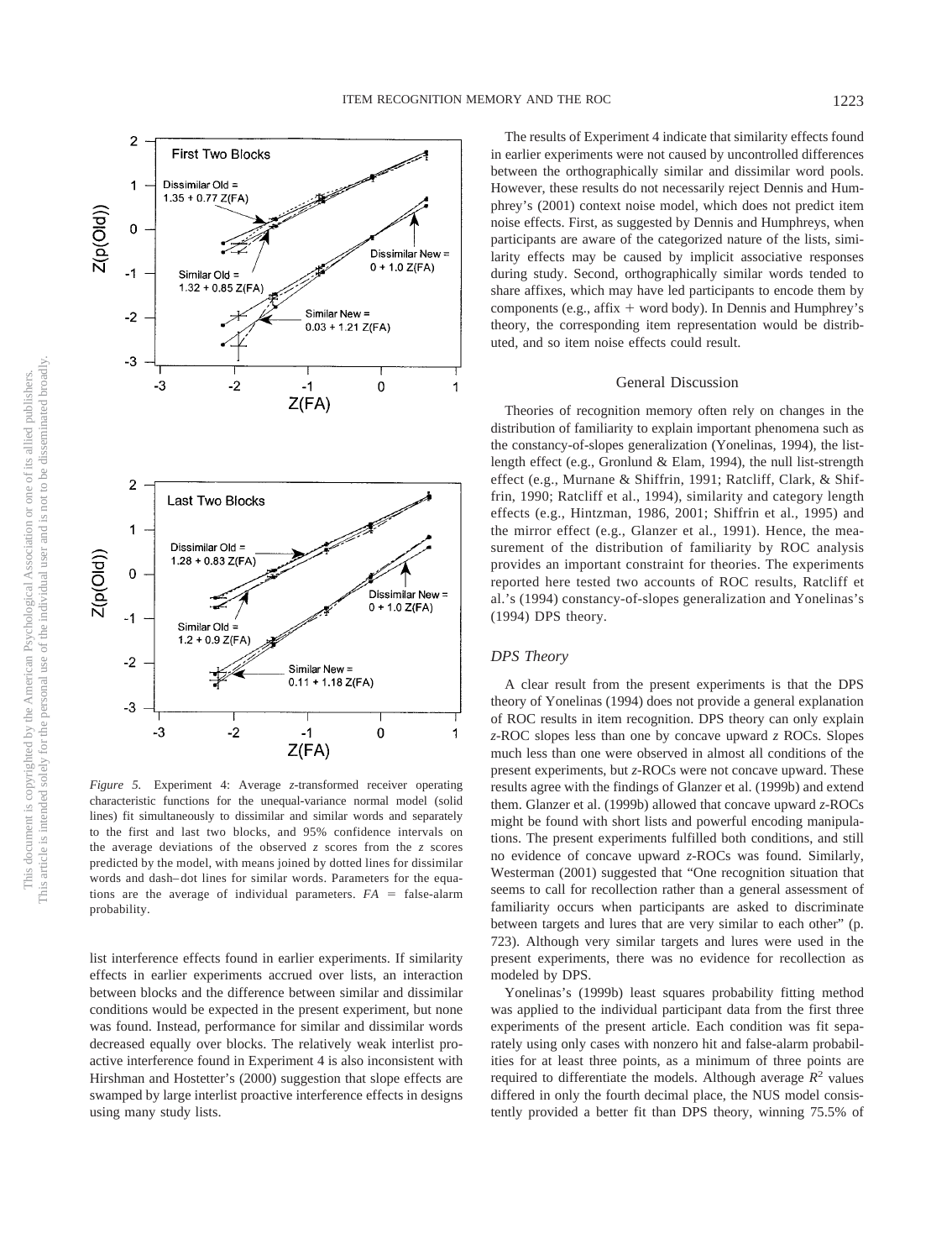*Figure 5.* Experiment 4: Average *z*-transformed receiver operating characteristic functions for the unequal-variance normal model (solid lines) fit simultaneously to dissimilar and similar words and separately to the first and last two blocks, and 95% confidence intervals on the average deviations of the observed *z* scores from the *z* scores predicted by the model, with means joined by dotted lines for dissimilar words and dash–dot lines for similar words. Parameters for the equations are the average of individual parameters. *FA* = false-alarm probability.

list interference effects found in earlier experiments. If similarity effects in earlier experiments accrued over lists, an interaction between blocks and the difference between similar and dissimilar conditions would be expected in the present experiment, but none was found. Instead, performance for similar and dissimilar words decreased equally over blocks. The relatively weak interlist proactive interference found in Experiment 4 is also inconsistent with Hirshman and Hostetter's (2000) suggestion that slope effects are swamped by large interlist proactive interference effects in designs using many study lists.

The results of Experiment 4 indicate that similarity effects found in earlier experiments were not caused by uncontrolled differences between the orthographically similar and dissimilar word pools. However, these results do not necessarily reject Dennis and Humphrey's (2001) context noise model, which does not predict item noise effects. First, as suggested by Dennis and Humphreys, when participants are aware of the categorized nature of the lists, similarity effects may be caused by implicit associative responses during study. Second, orthographically similar words tended to share affixes, which may have led participants to encode them by components (e.g., affix + word body). In Dennis and Humphrey's theory, the corresponding item representation would be distributed, and so item noise effects could result.

## General Discussion

Theories of recognition memory often rely on changes in the distribution of familiarity to explain important phenomena such as the constancy-of-slopes generalization (Yonelinas, 1994), the list-length effect (e.g., Gronlund & Elam, 1994), the null list-strength effect (e.g., Murnane & Shiffrin, 1991; Ratcliff, Clark, & Shiffrin, 1990; Ratcliff et al., 1994), similarity and category length effects (e.g., Hintzman, 1986, 2001; Shiffrin et al., 1995) and the mirror effect (e.g., Glanzer et al., 1991). Hence, the measurement of the distribution of familiarity by ROC analysis provides an important constraint for theories. The experiments reported here tested two accounts of ROC results, Ratcliff et al.'s (1994) constancy-of-slopes generalization and Yonelinas's (1994) DPS theory.

### *DPS Theory*

A clear result from the present experiments is that the DPS theory of Yonelinas (1994) does not provide a general explanation of ROC results in item recognition. DPS theory can only explain *z*-ROC slopes less than one by concave upward *z* ROCs. Slopes much less than one were observed in almost all conditions of the present experiments, but *z*-ROCs were not concave upward. These results agree with the findings of Glanzer et al. (1999b) and extend them. Glanzer et al. (1999b) allowed that concave upward *z*-ROCs might be found with short lists and powerful encoding manipulations. The present experiments fulfilled both conditions, and still no evidence of concave upward *z*-ROCs was found. Similarly, Westerman (2001) suggested that "One recognition situation that seems to call for recollection rather than a general assessment of familiarity occurs when participants are asked to discriminate between targets and lures that are very similar to each other" (p. 723). Although very similar targets and lures were used in the present experiments, there was no evidence for recollection as modeled by DPS.

Yonelinas's (1999b) least squares probability fitting method was applied to the individual participant data from the first three experiments of the present article. Each condition was fit separately using only cases with nonzero hit and false-alarm probabilities for at least three points, as a minimum of three points are required to differentiate the models. Although average $R^2$ values differed in only the fourth decimal place, the NUS model consistently provided a better fit than DPS theory, winning 75.5% of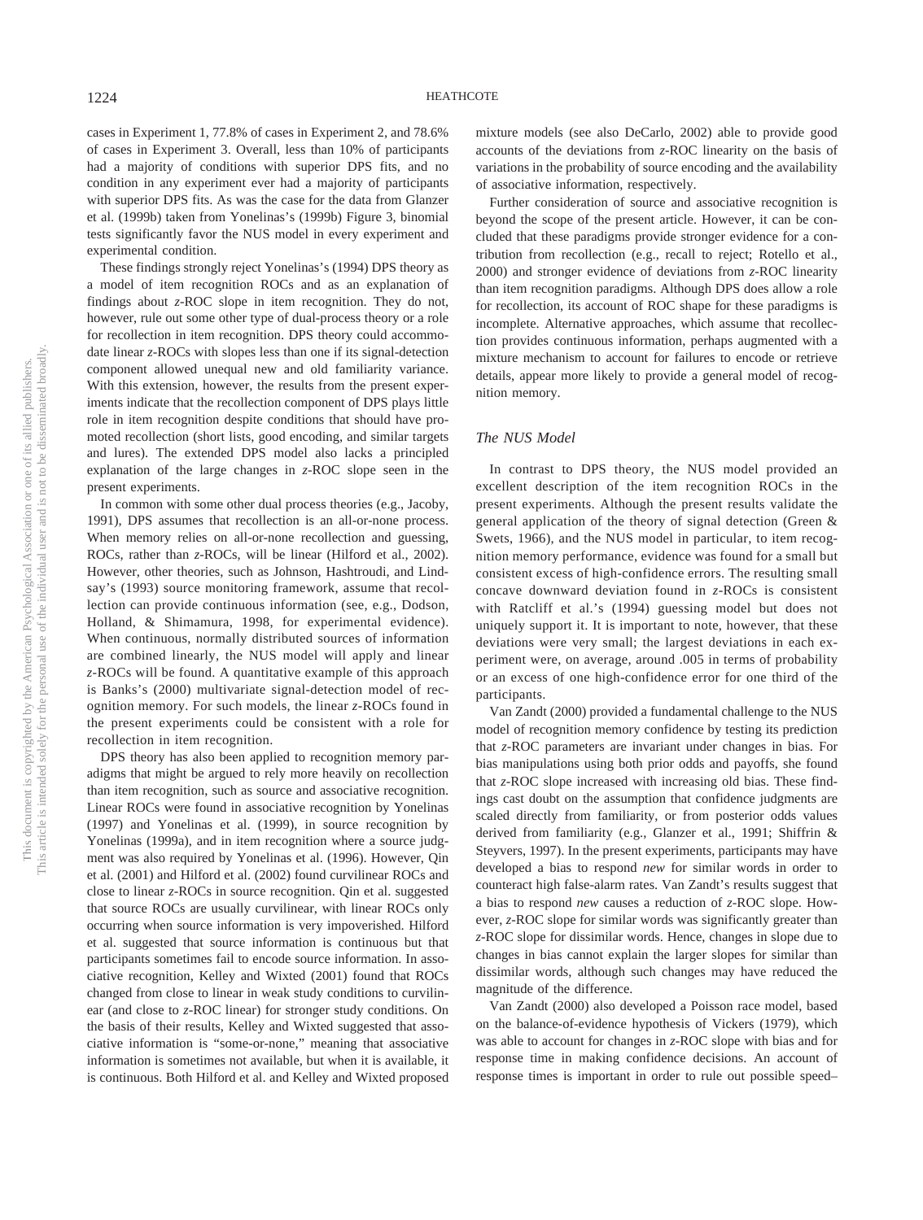cases in Experiment 1, 77.8% of cases in Experiment 2, and 78.6% of cases in Experiment 3. Overall, less than 10% of participants had a majority of conditions with superior DPS fits, and no condition in any experiment ever had a majority of participants with superior DPS fits. As was the case for the data from Glanzer et al. (1999b) taken from Yonelinas's (1999b) Figure 3, binomial tests significantly favor the NUS model in every experiment and experimental condition.

These findings strongly reject Yonelinas's (1994) DPS theory as a model of item recognition ROCs and as an explanation of findings about *z*-ROC slope in item recognition. They do not, however, rule out some other type of dual-process theory or a role for recollection in item recognition. DPS theory could accommodate linear *z*-ROCs with slopes less than one if its signal-detection component allowed unequal new and old familiarity variance. With this extension, however, the results from the present experiments indicate that the recollection component of DPS plays little role in item recognition despite conditions that should have promoted recollection (short lists, good encoding, and similar targets and lures). The extended DPS model also lacks a principled explanation of the large changes in *z*-ROC slope seen in the present experiments.

In common with some other dual process theories (e.g., Jacoby, 1991), DPS assumes that recollection is an all-or-none process. When memory relies on all-or-none recollection and guessing, ROCs, rather than *z*-ROCs, will be linear (Hilford et al., 2002). However, other theories, such as Johnson, Hashtroudi, and Lindsay's (1993) source monitoring framework, assume that recollection can provide continuous information (see, e.g., Dodson, Holland, & Shimamura, 1998, for experimental evidence). When continuous, normally distributed sources of information are combined linearly, the NUS model will apply and linear *z*-ROCs will be found. A quantitative example of this approach is Banks's (2000) multivariate signal-detection model of recognition memory. For such models, the linear *z*-ROCs found in the present experiments could be consistent with a role for recollection in item recognition.

DPS theory has also been applied to recognition memory paradigms that might be argued to rely more heavily on recollection than item recognition, such as source and associative recognition. Linear ROCs were found in associative recognition by Yonelinas (1997) and Yonelinas et al. (1999), in source recognition by Yonelinas (1999a), and in item recognition where a source judgment was also required by Yonelinas et al. (1996). However, Qin et al. (2001) and Hilford et al. (2002) found curvilinear ROCs and close to linear *z*-ROCs in source recognition. Qin et al. suggested that source ROCs are usually curvilinear, with linear ROCs only occurring when source information is very impoverished. Hilford et al. suggested that source information is continuous but that participants sometimes fail to encode source information. In associative recognition, Kelley and Wixted (2001) found that ROCs changed from close to linear in weak study conditions to curvilinear (and close to *z*-ROC linear) for stronger study conditions. On the basis of their results, Kelley and Wixted suggested that associative information is "some-or-none," meaning that associative information is sometimes not available, but when it is available, it is continuous. Both Hilford et al. and Kelley and Wixted proposed mixture models (see also DeCarlo, 2002) able to provide good accounts of the deviations from *z*-ROC linearity on the basis of variations in the probability of source encoding and the availability of associative information, respectively.

Further consideration of source and associative recognition is beyond the scope of the present article. However, it can be concluded that these paradigms provide stronger evidence for a contribution from recollection (e.g., recall to reject; Rotello et al., 2000) and stronger evidence of deviations from *z*-ROC linearity than item recognition paradigms. Although DPS does allow a role for recollection, its account of ROC shape for these paradigms is incomplete. Alternative approaches, which assume that recollection provides continuous information, perhaps augmented with a mixture mechanism to account for failures to encode or retrieve details, appear more likely to provide a general model of recognition memory.

### *The NUS Model*

In contrast to DPS theory, the NUS model provided an excellent description of the item recognition ROCs in the present experiments. Although the present results validate the general application of the theory of signal detection (Green & Swets, 1966), and the NUS model in particular, to item recognition memory performance, evidence was found for a small but consistent excess of high-confidence errors. The resulting small concave downward deviation found in *z*-ROCs is consistent with Ratcliff et al.'s (1994) guessing model but does not uniquely support it. It is important to note, however, that these deviations were very small; the largest deviations in each experiment were, on average, around .005 in terms of probability or an excess of one high-confidence error for one third of the participants.

Van Zandt (2000) provided a fundamental challenge to the NUS model of recognition memory confidence by testing its prediction that *z*-ROC parameters are invariant under changes in bias. For bias manipulations using both prior odds and payoffs, she found that *z*-ROC slope increased with increasing old bias. These findings cast doubt on the assumption that confidence judgments are scaled directly from familiarity, or from posterior odds values derived from familiarity (e.g., Glanzer et al., 1991; Shiffrin & Steyvers, 1997). In the present experiments, participants may have developed a bias to respond *new* for similar words in order to counteract high false-alarm rates. Van Zandt's results suggest that a bias to respond *new* causes a reduction of *z*-ROC slope. However, *z*-ROC slope for similar words was significantly greater than *z*-ROC slope for dissimilar words. Hence, changes in slope due to changes in bias cannot explain the larger slopes for similar than dissimilar words, although such changes may have reduced the magnitude of the difference.

Van Zandt (2000) also developed a Poisson race model, based on the balance-of-evidence hypothesis of Vickers (1979), which was able to account for changes in *z*-ROC slope with bias and for response time in making confidence decisions. An account of response times is important in order to rule out possible speed–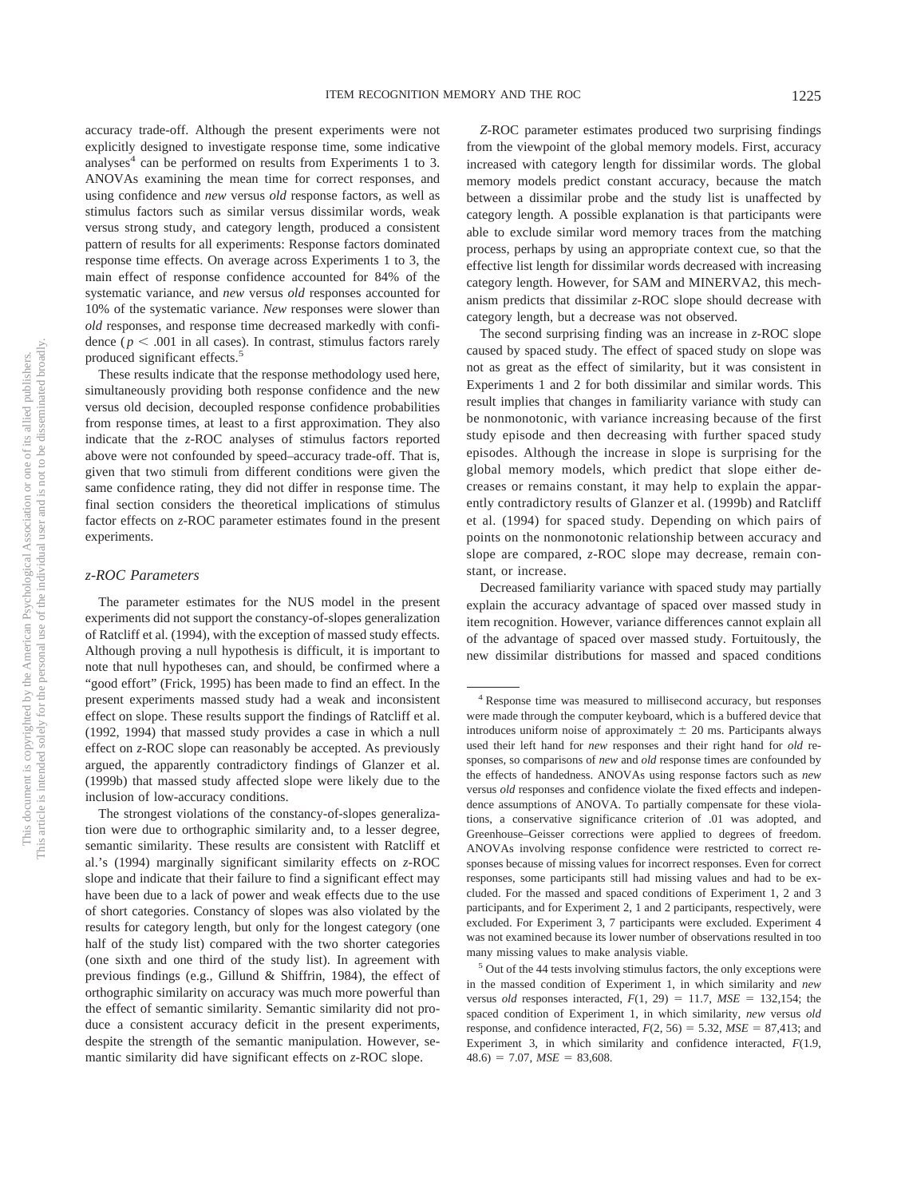accuracy trade-off. Although the present experiments were not explicitly designed to investigate response time, some indicative analyses[4] can be performed on results from Experiments 1 to 3. ANOVAs examining the mean time for correct responses, and using confidence and *new* versus *old* response factors, as well as stimulus factors such as similar versus dissimilar words, weak versus strong study, and category length, produced a consistent pattern of results for all experiments: Response factors dominated response time effects. On average across Experiments 1 to 3, the main effect of response confidence accounted for 84% of the systematic variance, and *new* versus *old* responses accounted for 10% of the systematic variance. *New* responses were slower than *old* responses, and response time decreased markedly with confidence ($p < .001$ in all cases). In contrast, stimulus factors rarely produced significant effects.[5]

These results indicate that the response methodology used here, simultaneously providing both response confidence and the new versus old decision, decoupled response confidence probabilities from response times, at least to a first approximation. They also indicate that the *z*-ROC analyses of stimulus factors reported above were not confounded by speed–accuracy trade-off. That is, given that two stimuli from different conditions were given the same confidence rating, they did not differ in response time. The final section considers the theoretical implications of stimulus factor effects on *z*-ROC parameter estimates found in the present experiments.

### *z*-ROC Parameters

The parameter estimates for the NUS model in the present experiments did not support the constancy-of-slopes generalization of Ratcliff et al. (1994), with the exception of massed study effects. Although proving a null hypothesis is difficult, it is important to note that null hypotheses can, and should, be confirmed where a "good effort" (Frick, 1995) has been made to find an effect. In the present experiments massed study had a weak and inconsistent effect on slope. These results support the findings of Ratcliff et al. (1992, 1994) that massed study provides a case in which a null effect on *z*-ROC slope can reasonably be accepted. As previously argued, the apparently contradictory findings of Glanzer et al. (1999b) that massed study affected slope were likely due to the inclusion of low-accuracy conditions.

The strongest violations of the constancy-of-slopes generalization were due to orthographic similarity and, to a lesser degree, semantic similarity. These results are consistent with Ratcliff et al.'s (1994) marginally significant similarity effects on *z*-ROC slope and indicate that their failure to find a significant effect may have been due to a lack of power and weak effects due to the use of short categories. Constancy of slopes was also violated by the results for category length, but only for the longest category (one half of the study list) compared with the two shorter categories (one sixth and one third of the study list). In agreement with previous findings (e.g., Gillund & Shiffrin, 1984), the effect of orthographic similarity on accuracy was much more powerful than the effect of semantic similarity. Semantic similarity did not produce a consistent accuracy deficit in the present experiments, despite the strength of the semantic manipulation. However, semantic similarity did have significant effects on *z*-ROC slope.

*Z*-ROC parameter estimates produced two surprising findings from the viewpoint of the global memory models. First, accuracy increased with category length for dissimilar words. The global memory models predict constant accuracy, because the match between a dissimilar probe and the study list is unaffected by category length. A possible explanation is that participants were able to exclude similar word memory traces from the matching process, perhaps by using an appropriate context cue, so that the effective list length for dissimilar words decreased with increasing category length. However, for SAM and MINERVA2, this mechanism predicts that dissimilar *z*-ROC slope should decrease with category length, but a decrease was not observed.

The second surprising finding was an increase in *z*-ROC slope caused by spaced study. The effect of spaced study on slope was not as great as the effect of similarity, but it was consistent in Experiments 1 and 2 for both dissimilar and similar words. This result implies that changes in familiarity variance with study can be nonmonotonic, with variance increasing because of the first study episode and then decreasing with further spaced study episodes. Although the increase in slope is surprising for the global memory models, which predict that slope either decreases or remains constant, it may help to explain the apparently contradictory results of Glanzer et al. (1999b) and Ratcliff et al. (1994) for spaced study. Depending on which pairs of points on the nonmonotonic relationship between accuracy and slope are compared, *z*-ROC slope may decrease, remain constant, or increase.

Decreased familiarity variance with spaced study may partially explain the accuracy advantage of spaced over massed study in item recognition. However, variance differences cannot explain all of the advantage of spaced over massed study. Fortuitously, the new dissimilar distributions for massed and spaced conditions

---

[4] Response time was measured to millisecond accuracy, but responses were made through the computer keyboard, which is a buffered device that introduces uniform noise of approximately $\pm$ 20 ms. Participants always used their left hand for *new* responses and their right hand for *old* responses, so comparisons of *new* and *old* response times are confounded by the effects of handedness. ANOVAs using response factors such as *new* versus *old* responses and confidence violate the fixed effects and independence assumptions of ANOVA. To partially compensate for these violations, a conservative significance criterion of .01 was adopted, and Greenhouse–Geisser corrections were applied to degrees of freedom. ANOVAs involving response confidence were restricted to correct responses because of missing values for incorrect responses. Even for correct responses, some participants still had missing values and had to be excluded. For the massed and spaced conditions of Experiment 1, 2 and 3 participants, and for Experiment 2, 1 and 2 participants, respectively, were excluded. For Experiment 3, 7 participants were excluded. Experiment 4 was not examined because its lower number of observations resulted in too many missing values to make analysis viable.

[5] Out of the 44 tests involving stimulus factors, the only exceptions were in the massed condition of Experiment 1, in which similarity and *new* versus *old* responses interacted, $F(1, 29) = 11.7$, $MSE = 132{,}154$; the spaced condition of Experiment 1, in which similarity, *new* versus *old* response, and confidence interacted, $F(2, 56) = 5.32$, $MSE = 87{,}413$; and Experiment 3, in which similarity and confidence interacted, $F(1.9, 48.6) = 7.07$, $MSE = 83{,}608$.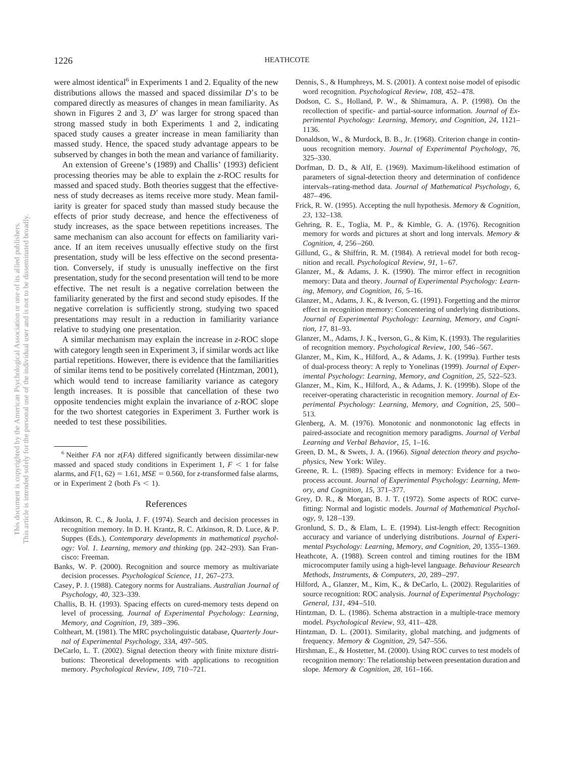were almost identical[6] in Experiments 1 and 2. Equality of the new distributions allows the massed and spaced dissimilar $D'$s to be compared directly as measures of changes in mean familiarity. As shown in Figures 2 and 3, $D'$ was larger for strong spaced than strong massed study in both Experiments 1 and 2, indicating spaced study causes a greater increase in mean familiarity than massed study. Hence, the spaced study advantage appears to be subserved by changes in both the mean and variance of familiarity.

An extension of Greene's (1989) and Challis' (1993) deficient processing theories may be able to explain the z-ROC results for massed and spaced study. Both theories suggest that the effectiveness of study decreases as items receive more study. Mean familiarity is greater for spaced study than massed study because the effects of prior study decrease, and hence the effectiveness of study increases, as the space between repetitions increases. The same mechanism can also account for effects on familiarity variance. If an item receives unusually effective study on the first presentation, study will be less effective on the second presentation. Conversely, if study is unusually ineffective on the first presentation, study for the second presentation will tend to be more effective. The net result is a negative correlation between the familiarity generated by the first and second study episodes. If the negative correlation is sufficiently strong, studying two spaced presentations may result in a reduction in familiarity variance relative to studying one presentation.

A similar mechanism may explain the increase in z-ROC slope with category length seen in Experiment 3, if similar words act like partial repetitions. However, there is evidence that the familiarities of similar items tend to be positively correlated (Hintzman, 2001), which would tend to increase familiarity variance as category length increases. It is possible that cancellation of these two opposite tendencies might explain the invariance of z-ROC slope for the two shortest categories in Experiment 3. Further work is needed to test these possibilities.

[6] Neither *FA* nor $z(FA)$ differed significantly between dissimilar-new massed and spaced study conditions in Experiment 1, $F < 1$ for false alarms, and $F(1, 62) = 1.61$, $MSE = 0.560$, for z-transformed false alarms, or in Experiment 2 (both $F\text{s} < 1$).

## References

Atkinson, R. C., & Juola, J. F. (1974). Search and decision processes in recognition memory. In D. H. Krantz, R. C. Atkinson, R. D. Luce, & P. Suppes (Eds.), *Contemporary developments in mathematical psychology: Vol. 1. Learning, memory and thinking* (pp. 242–293). San Francisco: Freeman.

Banks, W. P. (2000). Recognition and source memory as multivariate decision processes. *Psychological Science, 11,* 267–273.

Casey, P. J. (1988). Category norms for Australians. *Australian Journal of Psychology, 40,* 323–339.

Challis, B. H. (1993). Spacing effects on cured-memory tests depend on level of processing. *Journal of Experimental Psychology: Learning, Memory, and Cognition, 19,* 389–396.

Coltheart, M. (1981). The MRC psycholinguistic database, *Quarterly Journal of Experimental Psychology, 33A,* 497–505.

DeCarlo, L. T. (2002). Signal detection theory with finite mixture distributions: Theoretical developments with applications to recognition memory. *Psychological Review, 109,* 710–721.

Dennis, S., & Humphreys, M. S. (2001). A context noise model of episodic word recognition. *Psychological Review, 108,* 452–478.

Dodson, C. S., Holland, P. W., & Shimamura, A. P. (1998). On the recollection of specific- and partial-source information. *Journal of Experimental Psychology: Learning, Memory, and Cognition, 24,* 1121–1136.

Donaldson, W., & Murdock, B. B., Jr. (1968). Criterion change in continuous recognition memory. *Journal of Experimental Psychology, 76,* 325–330.

Dorfman, D. D., & Alf, E. (1969). Maximum-likelihood estimation of parameters of signal-detection theory and determination of confidence intervals–rating-method data. *Journal of Mathematical Psychology, 6,* 487–496.

Frick, R. W. (1995). Accepting the null hypothesis. *Memory & Cognition, 23,* 132–138.

Gehring, R. E., Toglia, M. P., & Kimble, G. A. (1976). Recognition memory for words and pictures at short and long intervals. *Memory & Cognition, 4,* 256–260.

Gillund, G., & Shiffrin, R. M. (1984). A retrieval model for both recognition and recall. *Psychological Review, 91,* 1–67.

Glanzer, M., & Adams, J. K. (1990). The mirror effect in recognition memory: Data and theory. *Journal of Experimental Psychology: Learning, Memory, and Cognition, 16,* 5–16.

Glanzer, M., Adams, J. K., & Iverson, G. (1991). Forgetting and the mirror effect in recognition memory: Concentering of underlying distributions. *Journal of Experimental Psychology: Learning, Memory, and Cognition, 17,* 81–93.

Glanzer, M., Adams, J. K., Iverson, G., & Kim, K. (1993). The regularities of recognition memory. *Psychological Review, 100,* 546–567.

Glanzer, M., Kim, K., Hilford, A., & Adams, J. K. (1999a). Further tests of dual-process theory: A reply to Yonelinas (1999). *Journal of Experimental Psychology: Learning, Memory, and Cognition, 25,* 522–523.

Glanzer, M., Kim, K., Hilford, A., & Adams, J. K. (1999b). Slope of the receiver-operating characteristic in recognition memory. *Journal of Experimental Psychology: Learning, Memory, and Cognition, 25,* 500–513.

Glenberg, A. M. (1976). Monotonic and nonmonotonic lag effects in paired-associate and recognition memory paradigms. *Journal of Verbal Learning and Verbal Behavior, 15,* 1–16.

Green, D. M., & Swets, J. A. (1966). *Signal detection theory and psychophysics,* New York: Wiley.

Greene, R. L. (1989). Spacing effects in memory: Evidence for a two-process account. *Journal of Experimental Psychology: Learning, Memory, and Cognition, 15,* 371–377.

Grey, D. R., & Morgan, B. J. T. (1972). Some aspects of ROC curve-fitting: Normal and logistic models. *Journal of Mathematical Psychology, 9,* 128–139.

Gronlund, S. D., & Elam, L. E. (1994). List-length effect: Recognition accuracy and variance of underlying distributions. *Journal of Experimental Psychology: Learning, Memory, and Cognition, 20,* 1355–1369.

Heathcote, A. (1988). Screen control and timing routines for the IBM microcomputer family using a high-level language. *Behaviour Research Methods, Instruments, & Computers, 20,* 289–297.

Hilford, A., Glanzer, M., Kim, K., & DeCarlo, L. (2002). Regularities of source recognition: ROC analysis. *Journal of Experimental Psychology: General, 131,* 494–510.

Hintzman, D. L. (1986). Schema abstraction in a multiple-trace memory model. *Psychological Review, 93,* 411–428.

Hintzman, D. L. (2001). Similarity, global matching, and judgments of frequency. *Memory & Cognition, 29,* 547–556.

Hirshman, E., & Hostetter, M. (2000). Using ROC curves to test models of recognition memory: The relationship between presentation duration and slope. *Memory & Cognition, 28,* 161–166.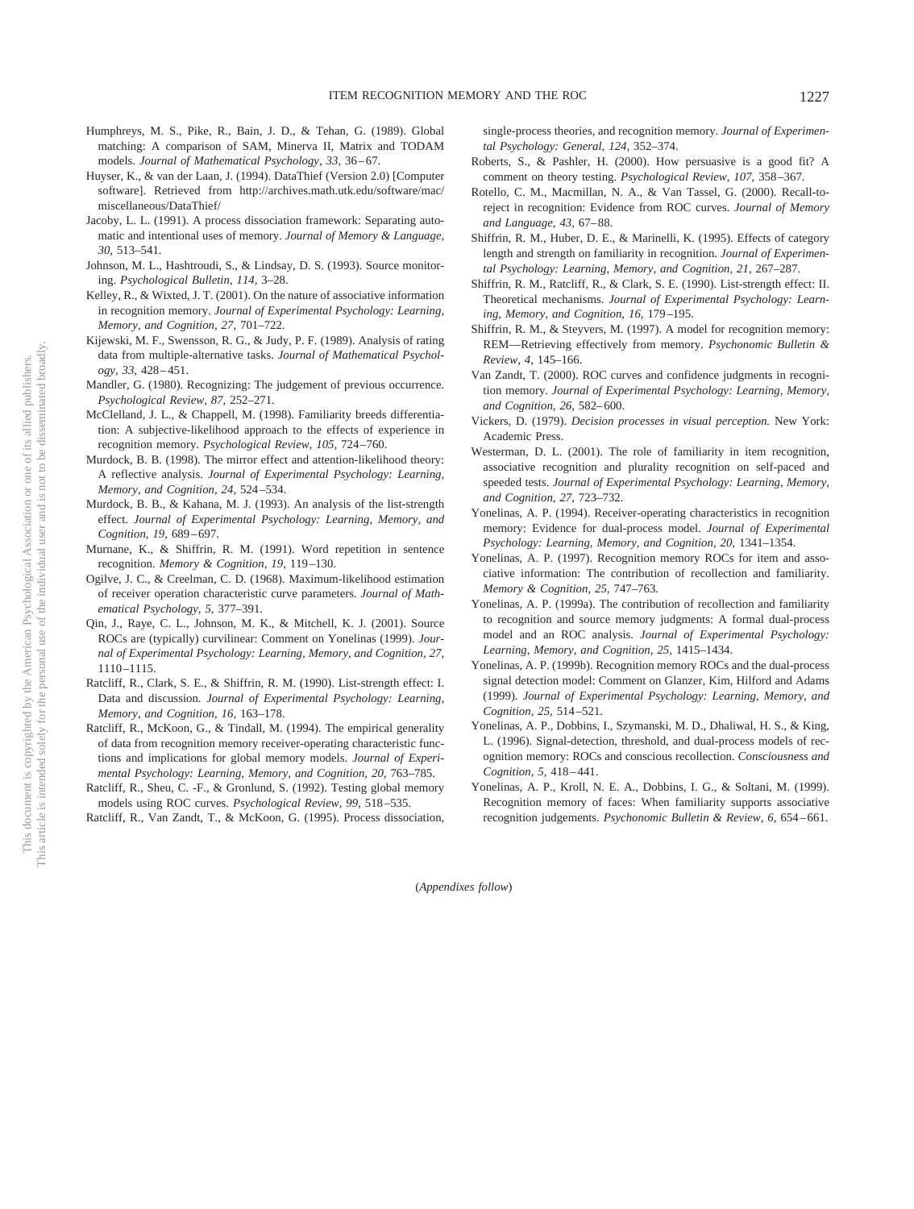Humphreys, M. S., Pike, R., Bain, J. D., & Tehan, G. (1989). Global matching: A comparison of SAM, Minerva II, Matrix and TODAM models. *Journal of Mathematical Psychology, 33,* 36–67.

Huyser, K., & van der Laan, J. (1994). DataThief (Version 2.0) [Computer software]. Retrieved from http://archives.math.utk.edu/software/mac/miscellaneous/DataThief/

Jacoby, L. L. (1991). A process dissociation framework: Separating automatic and intentional uses of memory. *Journal of Memory & Language, 30,* 513–541.

Johnson, M. L., Hashtroudi, S., & Lindsay, D. S. (1993). Source monitoring. *Psychological Bulletin, 114,* 3–28.

Kelley, R., & Wixted, J. T. (2001). On the nature of associative information in recognition memory. *Journal of Experimental Psychology: Learning, Memory, and Cognition, 27,* 701–722.

Kijewski, M. F., Swensson, R. G., & Judy, P. F. (1989). Analysis of rating data from multiple-alternative tasks. *Journal of Mathematical Psychology, 33,* 428–451.

Mandler, G. (1980). Recognizing: The judgement of previous occurrence. *Psychological Review, 87,* 252–271.

McClelland, J. L., & Chappell, M. (1998). Familiarity breeds differentiation: A subjective-likelihood approach to the effects of experience in recognition memory. *Psychological Review, 105,* 724–760.

Murdock, B. B. (1998). The mirror effect and attention-likelihood theory: A reflective analysis. *Journal of Experimental Psychology: Learning, Memory, and Cognition, 24,* 524–534.

Murdock, B. B., & Kahana, M. J. (1993). An analysis of the list-strength effect. *Journal of Experimental Psychology: Learning, Memory, and Cognition, 19,* 689–697.

Murnane, K., & Shiffrin, R. M. (1991). Word repetition in sentence recognition. *Memory & Cognition, 19,* 119–130.

Ogilve, J. C., & Creelman, C. D. (1968). Maximum-likelihood estimation of receiver operation characteristic curve parameters. *Journal of Mathematical Psychology, 5,* 377–391.

Qin, J., Raye, C. L., Johnson, M. K., & Mitchell, K. J. (2001). Source ROCs are (typically) curvilinear: Comment on Yonelinas (1999). *Journal of Experimental Psychology: Learning, Memory, and Cognition, 27,* 1110–1115.

Ratcliff, R., Clark, S. E., & Shiffrin, R. M. (1990). List-strength effect: I. Data and discussion. *Journal of Experimental Psychology: Learning, Memory, and Cognition, 16,* 163–178.

Ratcliff, R., McKoon, G., & Tindall, M. (1994). The empirical generality of data from recognition memory receiver-operating characteristic functions and implications for global memory models. *Journal of Experimental Psychology: Learning, Memory, and Cognition, 20,* 763–785.

Ratcliff, R., Sheu, C. -F., & Gronlund, S. (1992). Testing global memory models using ROC curves. *Psychological Review, 99,* 518–535.

Ratcliff, R., Van Zandt, T., & McKoon, G. (1995). Process dissociation, single-process theories, and recognition memory. *Journal of Experimental Psychology: General, 124,* 352–374.

Roberts, S., & Pashler, H. (2000). How persuasive is a good fit? A comment on theory testing. *Psychological Review, 107,* 358–367.

Rotello, C. M., Macmillan, N. A., & Van Tassel, G. (2000). Recall-to-reject in recognition: Evidence from ROC curves. *Journal of Memory and Language, 43,* 67–88.

Shiffrin, R. M., Huber, D. E., & Marinelli, K. (1995). Effects of category length and strength on familiarity in recognition. *Journal of Experimental Psychology: Learning, Memory, and Cognition, 21,* 267–287.

Shiffrin, R. M., Ratcliff, R., & Clark, S. E. (1990). List-strength effect: II. Theoretical mechanisms. *Journal of Experimental Psychology: Learning, Memory, and Cognition, 16,* 179–195.

Shiffrin, R. M., & Steyvers, M. (1997). A model for recognition memory: REM—Retrieving effectively from memory. *Psychonomic Bulletin & Review, 4,* 145–166.

Van Zandt, T. (2000). ROC curves and confidence judgments in recognition memory. *Journal of Experimental Psychology: Learning, Memory, and Cognition, 26,* 582–600.

Vickers, D. (1979). *Decision processes in visual perception.* New York: Academic Press.

Westerman, D. L. (2001). The role of familiarity in item recognition, associative recognition and plurality recognition on self-paced and speeded tests. *Journal of Experimental Psychology: Learning, Memory, and Cognition, 27,* 723–732.

Yonelinas, A. P. (1994). Receiver-operating characteristics in recognition memory: Evidence for dual-process model. *Journal of Experimental Psychology: Learning, Memory, and Cognition, 20,* 1341–1354.

Yonelinas, A. P. (1997). Recognition memory ROCs for item and associative information: The contribution of recollection and familiarity. *Memory & Cognition, 25,* 747–763.

Yonelinas, A. P. (1999a). The contribution of recollection and familiarity to recognition and source memory judgments: A formal dual-process model and an ROC analysis. *Journal of Experimental Psychology: Learning, Memory, and Cognition, 25,* 1415–1434.

Yonelinas, A. P. (1999b). Recognition memory ROCs and the dual-process signal detection model: Comment on Glanzer, Kim, Hilford and Adams (1999). *Journal of Experimental Psychology: Learning, Memory, and Cognition, 25,* 514–521.

Yonelinas, A. P., Dobbins, I., Szymanski, M. D., Dhaliwal, H. S., & King, L. (1996). Signal-detection, threshold, and dual-process models of recognition memory: ROCs and conscious recollection. *Consciousness and Cognition, 5,* 418–441.

Yonelinas, A. P., Kroll, N. E. A., Dobbins, I. G., & Soltani, M. (1999). Recognition memory of faces: When familiarity supports associative recognition judgements. *Psychonomic Bulletin & Review, 6,* 654–661.

(*Appendixes follow*)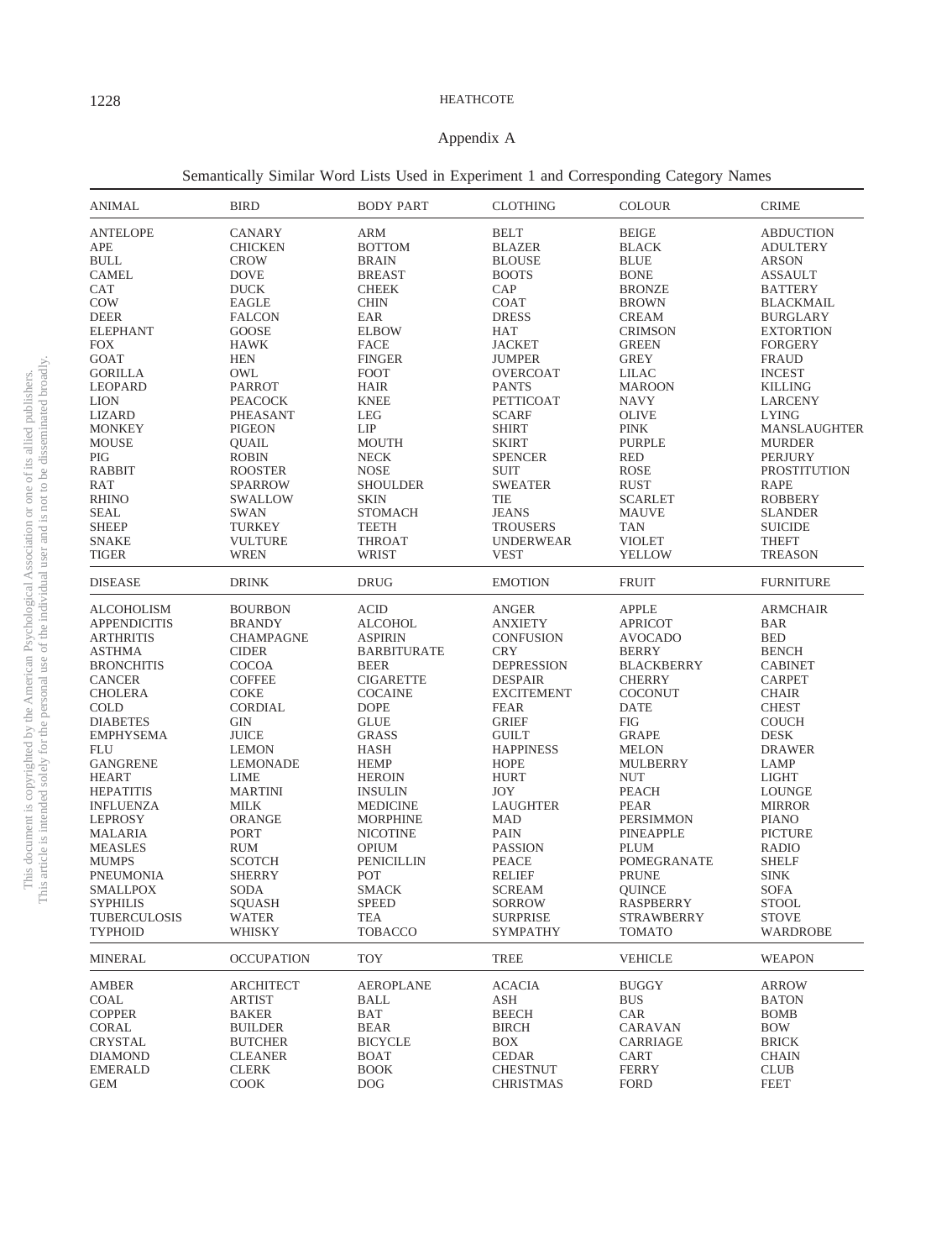## Appendix A

Semantically Similar Word Lists Used in Experiment 1 and Corresponding Category Names

| ANIMAL | BIRD | BODY PART | CLOTHING | COLOUR | CRIME |
|---|---|---|---|---|---|
| ANTELOPE | CANARY | ARM | BELT | BEIGE | ABDUCTION |
| APE | CHICKEN | BOTTOM | BLAZER | BLACK | ADULTERY |
| BULL | CROW | BRAIN | BLOUSE | BLUE | ARSON |
| CAMEL | DOVE | BREAST | BOOTS | BONE | ASSAULT |
| CAT | DUCK | CHEEK | CAP | BRONZE | BATTERY |
| COW | EAGLE | CHIN | COAT | BROWN | BLACKMAIL |
| DEER | FALCON | EAR | DRESS | CREAM | BURGLARY |
| ELEPHANT | GOOSE | ELBOW | HAT | CRIMSON | EXTORTION |
| FOX | HAWK | FACE | JACKET | GREEN | FORGERY |
| GOAT | HEN | FINGER | JUMPER | GREY | FRAUD |
| GORILLA | OWL | FOOT | OVERCOAT | LILAC | INCEST |
| LEOPARD | PARROT | HAIR | PANTS | MAROON | KILLING |
| LION | PEACOCK | KNEE | PETTICOAT | NAVY | LARCENY |
| LIZARD | PHEASANT | LEG | SCARF | OLIVE | LYING |
| MONKEY | PIGEON | LIP | SHIRT | PINK | MANSLAUGHTER |
| MOUSE | QUAIL | MOUTH | SKIRT | PURPLE | MURDER |
| PIG | ROBIN | NECK | SPENCER | RED | PERJURY |
| RABBIT | ROOSTER | NOSE | SUIT | ROSE | PROSTITUTION |
| RAT | SPARROW | SHOULDER | SWEATER | RUST | RAPE |
| RHINO | SWALLOW | SKIN | TIE | SCARLET | ROBBERY |
| SEAL | SWAN | STOMACH | JEANS | MAUVE | SLANDER |
| SHEEP | TURKEY | TEETH | TROUSERS | TAN | SUICIDE |
| SNAKE | VULTURE | THROAT | UNDERWEAR | VIOLET | THEFT |
| TIGER | WREN | WRIST | VEST | YELLOW | TREASON |
| **DISEASE** | **DRINK** | **DRUG** | **EMOTION** | **FRUIT** | **FURNITURE** |
| ALCOHOLISM | BOURBON | ACID | ANGER | APPLE | ARMCHAIR |
| APPENDICITIS | BRANDY | ALCOHOL | ANXIETY | APRICOT | BAR |
| ARTHRITIS | CHAMPAGNE | ASPIRIN | CONFUSION | AVOCADO | BED |
| ASTHMA | CIDER | BARBITURATE | CRY | BERRY | BENCH |
| BRONCHITIS | COCOA | BEER | DEPRESSION | BLACKBERRY | CABINET |
| CANCER | COFFEE | CIGARETTE | DESPAIR | CHERRY | CARPET |
| CHOLERA | COKE | COCAINE | EXCITEMENT | COCONUT | CHAIR |
| COLD | CORDIAL | DOPE | FEAR | DATE | CHEST |
| DIABETES | GIN | GLUE | GRIEF | FIG | COUCH |
| EMPHYSEMA | JUICE | GRASS | GUILT | GRAPE | DESK |
| FLU | LEMON | HASH | HAPPINESS | MELON | DRAWER |
| GANGRENE | LEMONADE | HEMP | HOPE | MULBERRY | LAMP |
| HEART | LIME | HEROIN | HURT | NUT | LIGHT |
| HEPATITIS | MARTINI | INSULIN | JOY | PEACH | LOUNGE |
| INFLUENZA | MILK | MEDICINE | LAUGHTER | PEAR | MIRROR |
| LEPROSY | ORANGE | MORPHINE | MAD | PERSIMMON | PIANO |
| MALARIA | PORT | NICOTINE | PAIN | PINEAPPLE | PICTURE |
| MEASLES | RUM | OPIUM | PASSION | PLUM | RADIO |
| MUMPS | SCOTCH | PENICILLIN | PEACE | POMEGRANATE | SHELF |
| PNEUMONIA | SHERRY | POT | RELIEF | PRUNE | SINK |
| SMALLPOX | SODA | SMACK | SCREAM | QUINCE | SOFA |
| SYPHILIS | SQUASH | SPEED | SORROW | RASPBERRY | STOOL |
| TUBERCULOSIS | WATER | TEA | SURPRISE | STRAWBERRY | STOVE |
| TYPHOID | WHISKY | TOBACCO | SYMPATHY | TOMATO | WARDROBE |
| **MINERAL** | **OCCUPATION** | **TOY** | **TREE** | **VEHICLE** | **WEAPON** |
| AMBER | ARCHITECT | AEROPLANE | ACACIA | BUGGY | ARROW |
| COAL | ARTIST | BALL | ASH | BUS | BATON |
| COPPER | BAKER | BAT | BEECH | CAR | BOMB |
| CORAL | BUILDER | BEAR | BIRCH | CARAVAN | BOW |
| CRYSTAL | BUTCHER | BICYCLE | BOX | CARRIAGE | BRICK |
| DIAMOND | CLEANER | BOAT | CEDAR | CART | CHAIN |
| EMERALD | CLERK | BOOK | CHESTNUT | FERRY | CLUB |
| GEM | COOK | DOG | CHRISTMAS | FORD | FEET |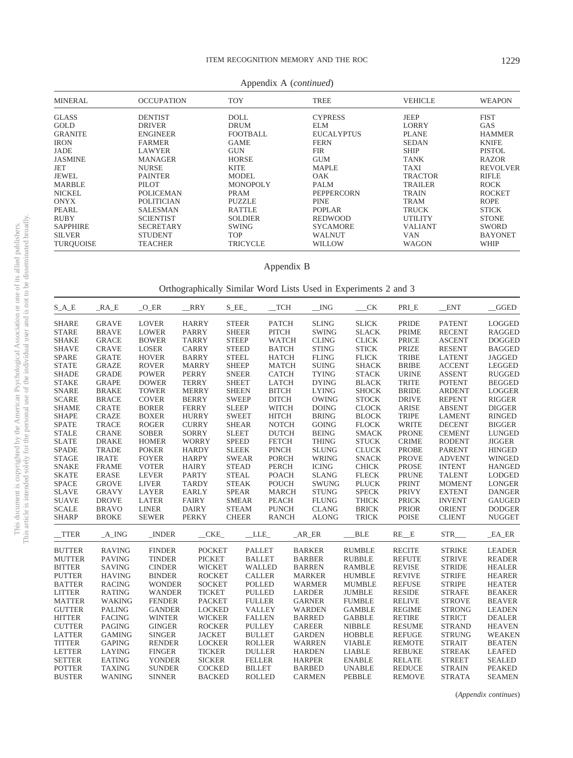Appendix A (*continued*)

| MINERAL | OCCUPATION | TOY | TREE | VEHICLE | WEAPON |
|---|---|---|---|---|---|
| GLASS | DENTIST | DOLL | CYPRESS | JEEP | FIST |
| GOLD | DRIVER | DRUM | ELM | LORRY | GAS |
| GRANITE | ENGINEER | FOOTBALL | EUCALYPTUS | PLANE | HAMMER |
| IRON | FARMER | GAME | FERN | SEDAN | KNIFE |
| JADE | LAWYER | GUN | FIR | SHIP | PISTOL |
| JASMINE | MANAGER | HORSE | GUM | TANK | RAZOR |
| JET | NURSE | KITE | MAPLE | TAXI | REVOLVER |
| JEWEL | PAINTER | MODEL | OAK | TRACTOR | RIFLE |
| MARBLE | PILOT | MONOPOLY | PALM | TRAILER | ROCK |
| NICKEL | POLICEMAN | PRAM | PEPPERCORN | TRAIN | ROCKET |
| ONYX | POLITICIAN | PUZZLE | PINE | TRAM | ROPE |
| PEARL | SALESMAN | RATTLE | POPLAR | TRUCK | STICK |
| RUBY | SCIENTIST | SOLDIER | REDWOOD | UTILITY | STONE |
| SAPPHIRE | SECRETARY | SWING | SYCAMORE | VALIANT | SWORD |
| SILVER | STUDENT | TOP | WALNUT | VAN | BAYONET |
| TURQUOISE | TEACHER | TRICYCLE | WILLOW | WAGON | WHIP |

# Appendix B

## Orthographically Similar Word Lists Used in Experiments 2 and 3

| S_A_E | _RA_E | _O_ER | __RRY | S_EE_ | __TCH | __ING | ___CK | PRI_E | __ENT | __GGED |
|---|---|---|---|---|---|---|---|---|---|---|
| SHARE | GRAVE | LOVER | HARRY | STEER | PATCH | SLING | SLICK | PRIDE | PATENT | LOGGED |
| STARE | BRAVE | LOWER | PARRY | SHEER | PITCH | SWING | SLACK | PRIME | RECENT | RAGGED |
| SHAKE | GRACE | BOWER | TARRY | STEEP | WATCH | CLING | CLICK | PRICE | ASCENT | DOGGED |
| SHAVE | CRAVE | LOSER | CARRY | STEED | BATCH | STING | STICK | PRIZE | RESENT | BAGGED |
| SPARE | GRATE | HOVER | BARRY | STEEL | HATCH | FLING | FLICK | TRIBE | LATENT | JAGGED |
| STATE | GRAZE | ROVER | MARRY | SHEEP | MATCH | SUING | SHACK | BRIBE | ACCENT | LEGGED |
| SHADE | GRADE | POWER | PERRY | SNEER | CATCH | TYING | STACK | URINE | ASSENT | RUGGED |
| STAKE | GRAPE | DOWER | TERRY | SHEET | LATCH | DYING | BLACK | TRITE | POTENT | BEGGED |
| SNARE | BRAKE | TOWER | MERRY | SHEEN | BITCH | LYING | SHOCK | BRIDE | ARDENT | LOGGER |
| SCARE | BRACE | COVER | BERRY | SWEEP | DITCH | OWING | STOCK | DRIVE | REPENT | RIGGER |
| SHAME | CRATE | BORER | FERRY | SLEEP | WITCH | DOING | CLOCK | ARISE | ABSENT | DIGGER |
| SHAPE | CRAZE | BOXER | HURRY | SWEET | HITCH | BRING | BLOCK | TRIPE | LAMENT | RINGED |
| SPATE | TRACE | ROGER | CURRY | SHEAR | NOTCH | GOING | FLOCK | WRITE | DECENT | BIGGER |
| STALE | CRANE | SOBER | SORRY | SLEET | DUTCH | BEING | SMACK | PRONE | CEMENT | LUNGED |
| SLATE | DRAKE | HOMER | WORRY | SPEED | FETCH | THING | STUCK | CRIME | RODENT | JIGGER |
| SPADE | TRADE | POKER | HARDY | SLEEK | PINCH | SLUNG | CLUCK | PROBE | PARENT | HINGED |
| STAGE | IRATE | FOYER | HARPY | SWEAR | PORCH | WRING | SNACK | PROVE | ADVENT | WINGED |
| SNAKE | FRAME | VOTER | HAIRY | STEAD | PERCH | ICING | CHICK | PROSE | INTENT | HANGED |
| SKATE | ERASE | LEVER | PARTY | STEAL | POACH | SLANG | FLECK | PRUNE | TALENT | LODGED |
| SPACE | GROVE | LIVER | TARDY | STEAK | POUCH | SWUNG | PLUCK | PRINT | MOMENT | LONGER |
| SLAVE | GRAVY | LAYER | EARLY | SPEAR | MARCH | STUNG | SPECK | PRIVY | EXTENT | DANGER |
| SUAVE | DROVE | LATER | FAIRY | SMEAR | PEACH | FLUNG | THICK | PRICK | INVENT | GAUGED |
| SCALE | BRAVO | LINER | DAIRY | STEAM | PUNCH | CLANG | BRICK | PRIOR | ORIENT | DODGER |
| SHARP | BROKE | SEWER | PERKY | CHEER | RANCH | ALONG | TRICK | POISE | CLIENT | NUGGET |

| __TTER | _A_ING | _INDER | __CKE_ | __LLE_ | _AR_ER | ___BLE | RE__E | STR___ | _EA_ER |
|---|---|---|---|---|---|---|---|---|---|
| BUTTER | RAVING | FINDER | POCKET | PALLET | BARKER | RUMBLE | RECITE | STRIKE | LEADER |
| MUTTER | PAVING | TINDER | PICKET | BALLET | BARBER | RUBBLE | REFUTE | STRIVE | READER |
| BITTER | SAVING | CINDER | WICKET | WALLED | BARREN | RAMBLE | REVISE | STRIDE | HEALER |
| PUTTER | HAVING | BINDER | ROCKET | CALLER | MARKER | HUMBLE | REVIVE | STRIFE | HEARER |
| BATTER | RACING | WONDER | SOCKET | POLLED | WARMER | MUMBLE | REFUSE | STRIPE | HEATER |
| LITTER | RATING | WANDER | TICKET | PULLED | LARDER | JUMBLE | RESIDE | STRAFE | BEAKER |
| MATTER | WAKING | FENDER | PACKET | FULLER | GARNER | FUMBLE | RELIVE | STROVE | BEAVER |
| GUTTER | PALING | GANDER | LOCKED | VALLEY | WARDEN | GAMBLE | REGIME | STRONG | LEADEN |
| HITTER | FACING | WINTER | WICKER | FALLEN | BARRED | GABBLE | RETIRE | STRICT | DEALER |
| CUTTER | PAGING | GINGER | ROCKER | PULLEY | CAREER | NIBBLE | RESUME | STRAND | HEAVEN |
| LATTER | GAMING | SINGER | JACKET | BULLET | GARDEN | HOBBLE | REFUGE | STRUNG | WEAKEN |
| TITTER | GAPING | RENDER | LOCKER | ROLLER | WARREN | VIABLE | REMOTE | STRAIT | BEATEN |
| LETTER | LAYING | FINGER | TICKER | DULLER | HARDEN | LIABLE | REBUKE | STREAK | LEAFED |
| SETTER | EATING | YONDER | SICKER | FELLER | HARPER | ENABLE | RELATE | STREET | SEALED |
| POTTER | TAXING | SUNDER | COCKED | BILLET | BARBED | UNABLE | REDUCE | STRAIN | PEAKED |
| BUSTER | WANING | SINNER | BACKED | ROLLED | CARMEN | PEBBLE | REMOVE | STRATA | SEAMEN |

(*Appendix continues*)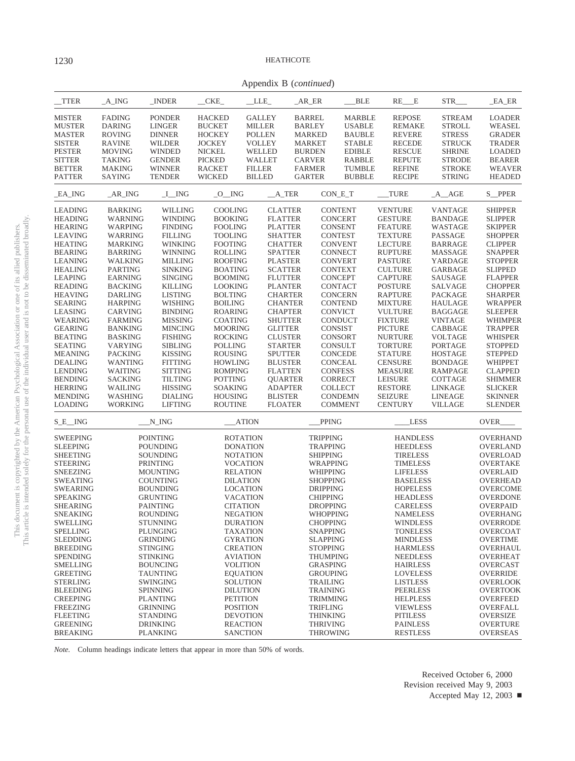Appendix B (*continued*)

| __TTER | _A_ING | _INDER | __CKE_ | __LLE_ | _AR_ER | ___BLE | RE___E | STR___ | _EA_ER |
|---|---|---|---|---|---|---|---|---|---|
| MISTER | FADING | PONDER | HACKED | GALLEY | BARREL | MARBLE | REPOSE | STREAM | LOADER |
| MUSTER | DARING | LINGER | BUCKET | MILLER | BARLEY | USABLE | REMAKE | STROLL | WEASEL |
| MASTER | ROVING | DINNER | HOCKEY | POLLEN | MARKED | BAUBLE | REVERE | STRESS | GRADER |
| SISTER | RAVINE | WILDER | JOCKEY | VOLLEY | MARKET | STABLE | RECEDE | STRUCK | TRADER |
| PESTER | MOVING | WINDED | NICKEL | WELLED | BURDEN | EDIBLE | RESCUE | SHRINE | LOADED |
| SITTER | TAKING | GENDER | PICKED | WALLET | CARVER | RABBLE | REPUTE | STRODE | BEARER |
| BETTER | MAKING | WINNER | RACKET | FILLER | FARMER | TUMBLE | REFINE | STROKE | WEAVER |
| PATTER | SAYING | TENDER | WICKED | BILLED | GARTER | BUBBLE | RECIPE | STRING | HEADED |

| _EA_ING | _AR_ING | _I__ING | _O__ING | __A_TER | CON_E_T | ___TURE | _A__AGE | S__PPER |
|---|---|---|---|---|---|---|---|---|
| LEADING | BARKING | WILLING | COOLING | CLATTER | CONTENT | VENTURE | VANTAGE | SHIPPER |
| HEADING | WARNING | WINDING | BOOKING | FLATTER | CONCERT | GESTURE | BANDAGE | SLIPPER |
| HEARING | WARPING | FINDING | FOOLING | PLATTER | CONSENT | FEATURE | WASTAGE | SKIPPER |
| LEAVING | WARRING | FILLING | TOOLING | SHATTER | CONTEST | TEXTURE | PASSAGE | SHOPPER |
| HEATING | MARKING | WINKING | FOOTING | CHATTER | CONVENT | LECTURE | BARRAGE | CLIPPER |
| BEARING | BARRING | WINNING | ROLLING | SPATTER | CONNECT | RUPTURE | MASSAGE | SNAPPER |
| LEANING | WALKING | MILLING | ROOFING | PLASTER | CONVERT | PASTURE | YARDAGE | STOPPER |
| HEALING | PARTING | SINKING | BOATING | SCATTER | CONTEXT | CULTURE | GARBAGE | SLIPPED |
| LEAPING | EARNING | SINGING | BOOMING | FLUTTER | CONCEPT | CAPTURE | SAUSAGE | FLAPPER |
| READING | BACKING | KILLING | LOOKING | PLANTER | CONTACT | POSTURE | SALVAGE | CHOPPER |
| HEAVING | DARLING | LISTING | BOLTING | CHARTER | CONCERN | RAPTURE | PACKAGE | SHARPER |
| SEARING | HARPING | WISHING | BOILING | CHANTER | CONTEND | MIXTURE | HAULAGE | WRAPPER |
| LEASING | CARVING | BINDING | ROARING | CHAPTER | CONVICT | VULTURE | BAGGAGE | SLEEPER |
| WEARING | FARMING | MISSING | COATING | SHUTTER | CONDUCT | FIXTURE | VINTAGE | WHIMPER |
| GEARING | BANKING | MINCING | MOORING | GLITTER | CONSIST | PICTURE | CABBAGE | TRAPPER |
| BEATING | BASKING | FISHING | ROCKING | CLUSTER | CONSORT | NURTURE | VOLTAGE | WHISPER |
| SEATING | VARYING | SIBLING | POLLING | STARTER | CONSULT | TORTURE | PORTAGE | STOPPED |
| MEANING | PACKING | KISSING | ROUSING | SPUTTER | CONCEDE | STATURE | HOSTAGE | STEPPED |
| DEALING | WANTING | FITTING | HOWLING | BLUSTER | CONCEAL | CENSURE | BONDAGE | WHIPPET |
| LENDING | WAITING | SITTING | ROMPING | FLATTEN | CONFESS | MEASURE | RAMPAGE | CLAPPED |
| BENDING | SACKING | TILTING | POTTING | QUARTER | CORRECT | LEISURE | COTTAGE | SHIMMER |
| HERRING | WAILING | HISSING | SOAKING | ADAPTER | COLLECT | RESTORE | LINKAGE | SLICKER |
| MENDING | WASHING | DIALING | HOUSING | BLISTER | CONDEMN | SEIZURE | LINEAGE | SKINNER |
| LOADING | WORKING | LIFTING | ROUTINE | FLOATER | COMMENT | CENTURY | VILLAGE | SLENDER |

| S_E__ING | ___N_ING | ___ATION | ___PPING | ____LESS | OVER____ |
|---|---|---|---|---|---|
| SWEEPING | POINTING | ROTATION | TRIPPING | HANDLESS | OVERHAND |
| SLEEPING | POUNDING | DONATION | TRAPPING | HEEDLESS | OVERLAND |
| SHEETING | SOUNDING | NOTATION | SHIPPING | TIRELESS | OVERLOAD |
| STEERING | PRINTING | VOCATION | WRAPPING | TIMELESS | OVERTAKE |
| SNEEZING | MOUNTING | RELATION | WHIPPING | LIFELESS | OVERLAID |
| SWEATING | COUNTING | DILATION | SHOPPING | BASELESS | OVERHEAD |
| SWEARING | BOUNDING | LOCATION | DRIPPING | HOPELESS | OVERCOME |
| SPEAKING | GRUNTING | VACATION | CHIPPING | HEADLESS | OVERDONE |
| SHEARING | PAINTING | CITATION | DROPPING | CARELESS | OVERPAID |
| SNEAKING | ROUNDING | NEGATION | WHOPPING | NAMELESS | OVERHANG |
| SWELLING | STUNNING | DURATION | CHOPPING | WINDLESS | OVERRODE |
| SPELLING | PLUNGING | TAXATION | SNAPPING | TONELESS | OVERCOAT |
| SLEDDING | GRINDING | GYRATION | SLAPPING | MINDLESS | OVERTIME |
| BREEDING | STINGING | CREATION | STOPPING | HARMLESS | OVERHAUL |
| SPENDING | STINKING | AVIATION | THUMPING | NEEDLESS | OVERHEAT |
| SMELLING | BOUNCING | VOLITION | GRASPING | HAIRLESS | OVERCAST |
| GREETING | TAUNTING | EQUATION | GROUPING | LOVELESS | OVERRIDE |
| STERLING | SWINGING | SOLUTION | TRAILING | LISTLESS | OVERLOOK |
| BLEEDING | SPINNING | DILUTION | TRAINING | PEERLESS | OVERTOOK |
| CREEPING | PLANTING | PETITION | TRIMMING | HELPLESS | OVERFEED |
| FREEZING | GRINNING | POSITION | TRIFLING | VIEWLESS | OVERFALL |
| FLEETING | STANDING | DEVOTION | THINKING | PITILESS | OVERSIZE |
| GREENING | DRINKING | REACTION | THRIVING | PAINLESS | OVERTURE |
| BREAKING | PLANKING | SANCTION | THROWING | RESTLESS | OVERSEAS |

*Note*. Column headings indicate letters that appear in more than 50% of words.

Received October 6, 2000
Revision received May 9, 2003
Accepted May 12, 2003 ■